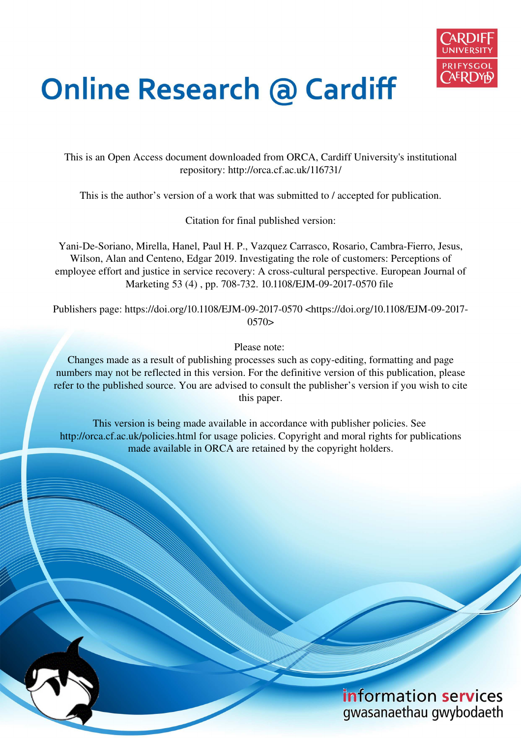# Online Research @ Cardiff

This is an Open Access document downloaded from ORCA, Cardiff University's institutional repository: http://orca.cf.ac.uk/116731/

This is the author's version of a work that was submitted to / accepted for publication.

Citation for final published version:

Yani-De-Soriano, Mirella, Hanel, Paul H. P., Vazquez Carrasco, Rosario, Cambra-Fierro, Jesus, Wilson, Alan and Centeno, Edgar 2019. Investigating the role of customers: Perceptions of employee effort and justice in service recovery: A cross-cultural perspective. European Journal of Marketing 53 (4) , pp. 708-732. 10.1108/EJM-09-2017-0570 file

Publishers page: https://doi.org/10.1108/EJM-09-2017-0570 <https://doi.org/10.1108/EJM-09-2017-0570>

Please note:
Changes made as a result of publishing processes such as copy-editing, formatting and page numbers may not be reflected in this version. For the definitive version of this publication, please refer to the published source. You are advised to consult the publisher's version if you wish to cite this paper.

This version is being made available in accordance with publisher policies. See http://orca.cf.ac.uk/policies.html for usage policies. Copyright and moral rights for publications made available in ORCA are retained by the copyright holders.

information services
gwasanaethau gwybodaeth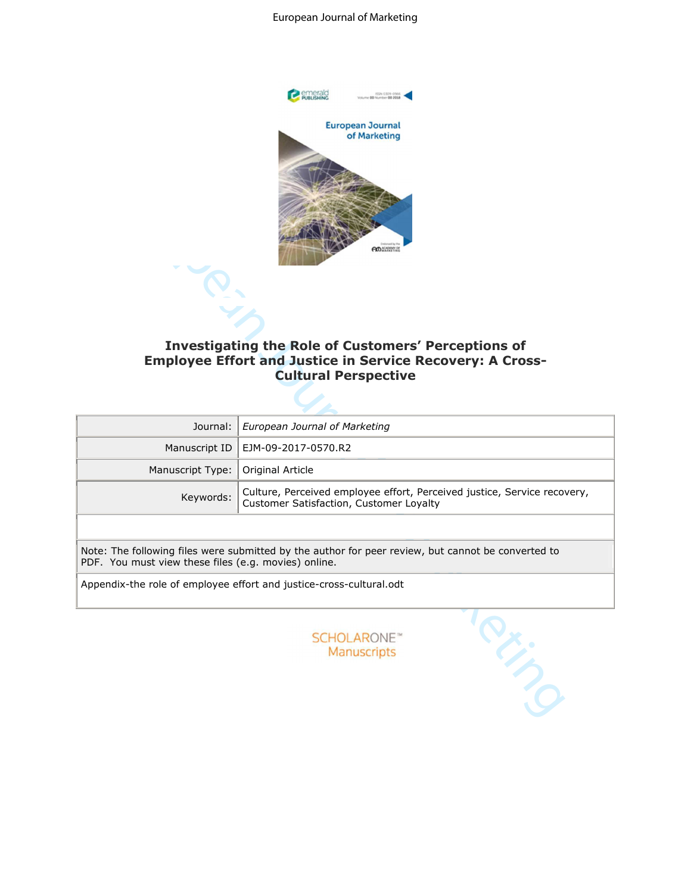# Investigating the Role of Customers' Perceptions of Employee Effort and Justice in Service Recovery: A Cross-Cultural Perspective

| Journal: | *European Journal of Marketing* |
|---|---|
| Manuscript ID | EJM-09-2017-0570.R2 |
| Manuscript Type: | Original Article |
| Keywords: | Culture, Perceived employee effort, Perceived justice, Service recovery, Customer Satisfaction, Customer Loyalty |

Note: The following files were submitted by the author for peer review, but cannot be converted to PDF. You must view these files (e.g. movies) online.

Appendix-the role of employee effort and justice-cross-cultural.odt

SCHOLARONE™ Manuscripts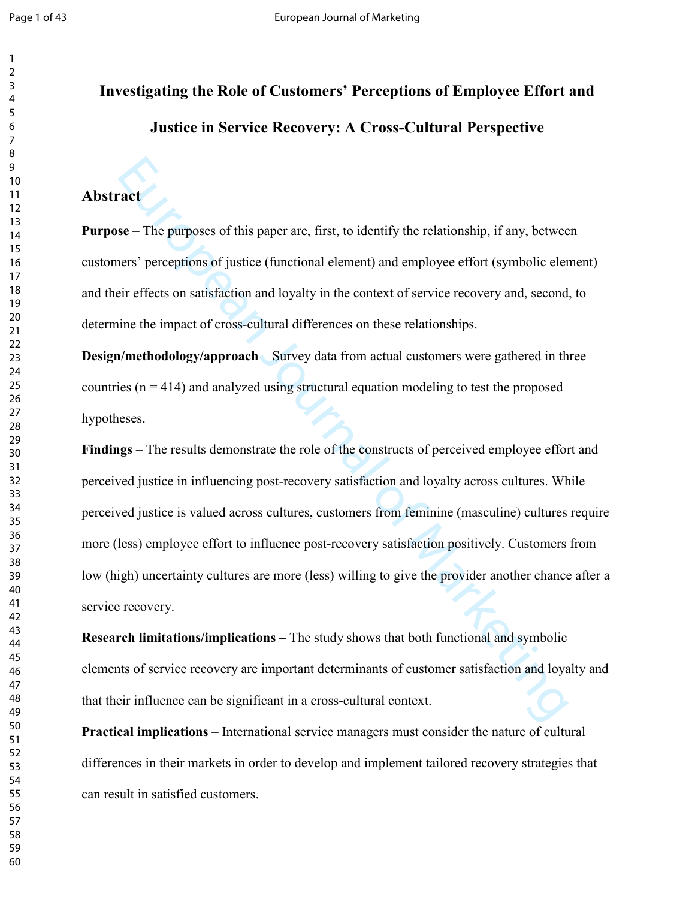# Investigating the Role of Customers' Perceptions of Employee Effort and Justice in Service Recovery: A Cross-Cultural Perspective

## Abstract

**Purpose** – The purposes of this paper are, first, to identify the relationship, if any, between customers' perceptions of justice (functional element) and employee effort (symbolic element) and their effects on satisfaction and loyalty in the context of service recovery and, second, to determine the impact of cross-cultural differences on these relationships.

**Design/methodology/approach** – Survey data from actual customers were gathered in three countries (n = 414) and analyzed using structural equation modeling to test the proposed hypotheses.

**Findings** – The results demonstrate the role of the constructs of perceived employee effort and perceived justice in influencing post-recovery satisfaction and loyalty across cultures. While perceived justice is valued across cultures, customers from feminine (masculine) cultures require more (less) employee effort to influence post-recovery satisfaction positively. Customers from low (high) uncertainty cultures are more (less) willing to give the provider another chance after a service recovery.

**Research limitations/implications –** The study shows that both functional and symbolic elements of service recovery are important determinants of customer satisfaction and loyalty and that their influence can be significant in a cross-cultural context.

**Practical implications** – International service managers must consider the nature of cultural differences in their markets in order to develop and implement tailored recovery strategies that can result in satisfied customers.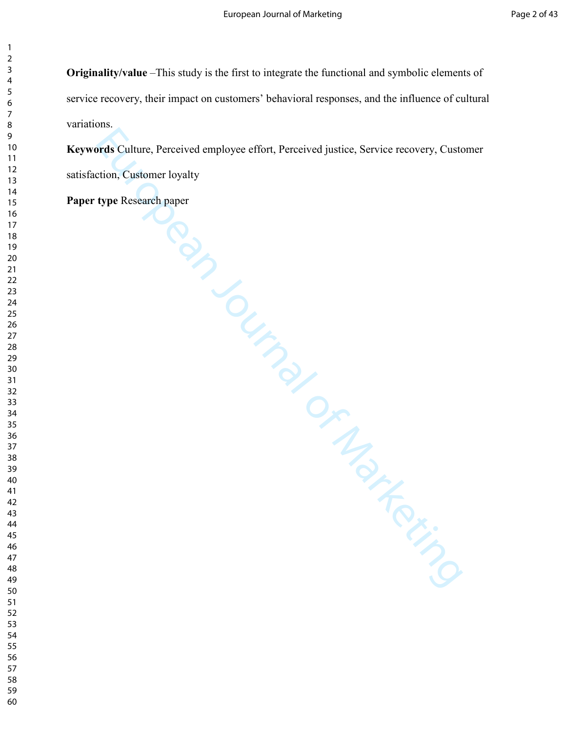**Originality/value** –This study is the first to integrate the functional and symbolic elements of service recovery, their impact on customers' behavioral responses, and the influence of cultural variations.

**Keywords** Culture, Perceived employee effort, Perceived justice, Service recovery, Customer satisfaction, Customer loyalty

**Paper type** Research paper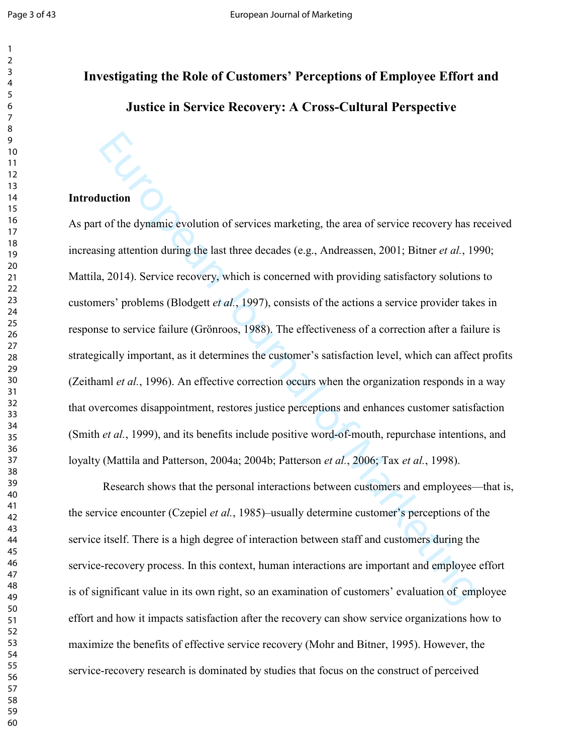# Investigating the Role of Customers' Perceptions of Employee Effort and Justice in Service Recovery: A Cross-Cultural Perspective

## Introduction

As part of the dynamic evolution of services marketing, the area of service recovery has received increasing attention during the last three decades (e.g., Andreassen, 2001; Bitner *et al.*, 1990; Mattila, 2014). Service recovery, which is concerned with providing satisfactory solutions to customers' problems (Blodgett *et al.*, 1997), consists of the actions a service provider takes in response to service failure (Grönroos, 1988). The effectiveness of a correction after a failure is strategically important, as it determines the customer's satisfaction level, which can affect profits (Zeithaml *et al.*, 1996). An effective correction occurs when the organization responds in a way that overcomes disappointment, restores justice perceptions and enhances customer satisfaction (Smith *et al.*, 1999), and its benefits include positive word-of-mouth, repurchase intentions, and loyalty (Mattila and Patterson, 2004a; 2004b; Patterson *et al.*, 2006; Tax *et al.*, 1998).

Research shows that the personal interactions between customers and employees—that is, the service encounter (Czepiel *et al.*, 1985)–usually determine customer's perceptions of the service itself. There is a high degree of interaction between staff and customers during the service-recovery process. In this context, human interactions are important and employee effort is of significant value in its own right, so an examination of customers' evaluation of employee effort and how it impacts satisfaction after the recovery can show service organizations how to maximize the benefits of effective service recovery (Mohr and Bitner, 1995). However, the service-recovery research is dominated by studies that focus on the construct of perceived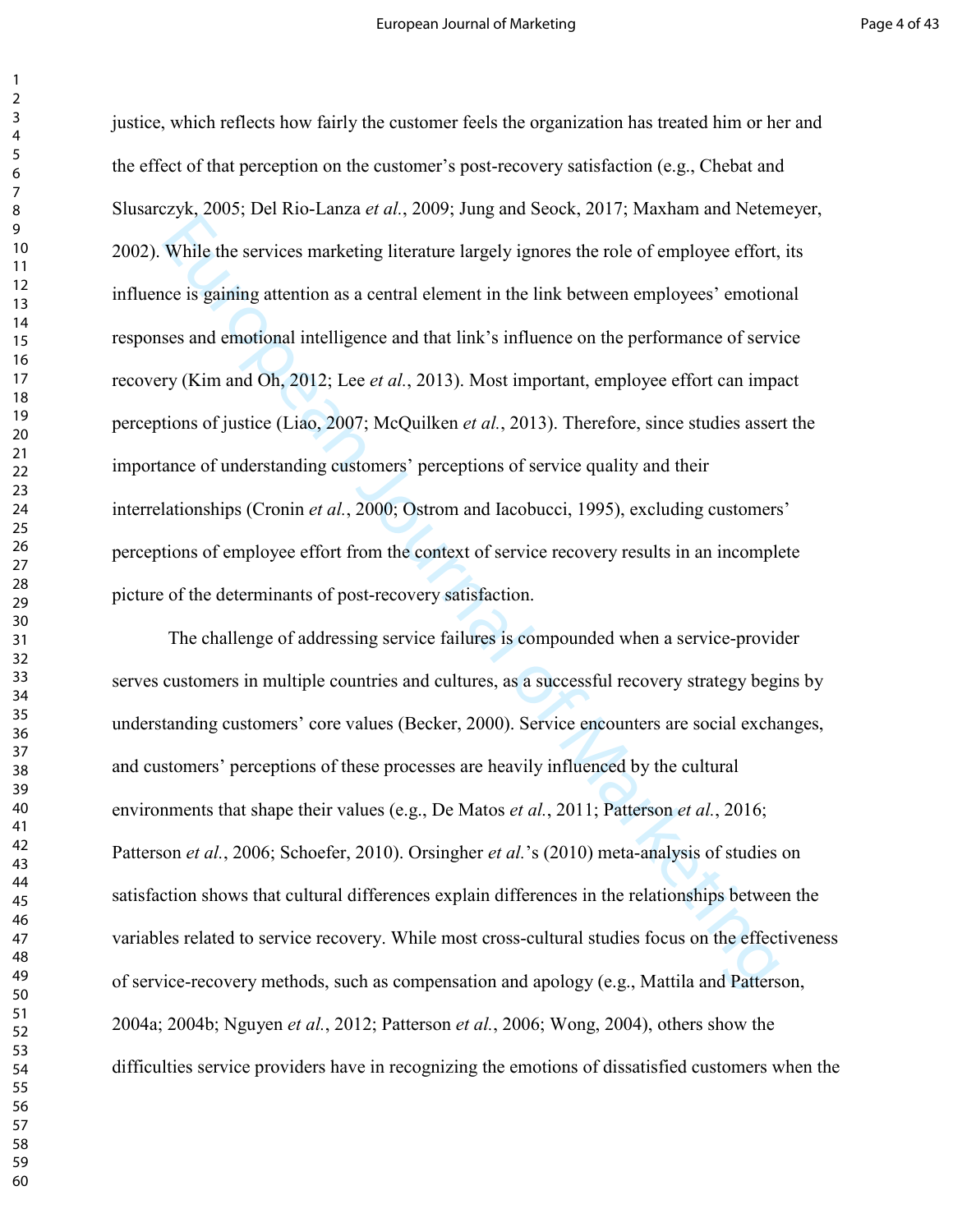justice, which reflects how fairly the customer feels the organization has treated him or her and the effect of that perception on the customer's post-recovery satisfaction (e.g., Chebat and Slusarczyk, 2005; Del Rio-Lanza *et al.*, 2009; Jung and Seock, 2017; Maxham and Netemeyer, 2002). While the services marketing literature largely ignores the role of employee effort, its influence is gaining attention as a central element in the link between employees' emotional responses and emotional intelligence and that link's influence on the performance of service recovery (Kim and Oh, 2012; Lee *et al.*, 2013). Most important, employee effort can impact perceptions of justice (Liao, 2007; McQuilken *et al.*, 2013). Therefore, since studies assert the importance of understanding customers' perceptions of service quality and their interrelationships (Cronin *et al.*, 2000; Ostrom and Iacobucci, 1995), excluding customers' perceptions of employee effort from the context of service recovery results in an incomplete picture of the determinants of post-recovery satisfaction.

The challenge of addressing service failures is compounded when a service-provider serves customers in multiple countries and cultures, as a successful recovery strategy begins by understanding customers' core values (Becker, 2000). Service encounters are social exchanges, and customers' perceptions of these processes are heavily influenced by the cultural environments that shape their values (e.g., De Matos *et al.*, 2011; Patterson *et al.*, 2016; Patterson *et al.*, 2006; Schoefer, 2010). Orsingher *et al.*'s (2010) meta-analysis of studies on satisfaction shows that cultural differences explain differences in the relationships between the variables related to service recovery. While most cross-cultural studies focus on the effectiveness of service-recovery methods, such as compensation and apology (e.g., Mattila and Patterson, 2004a; 2004b; Nguyen *et al.*, 2012; Patterson *et al.*, 2006; Wong, 2004), others show the difficulties service providers have in recognizing the emotions of dissatisfied customers when the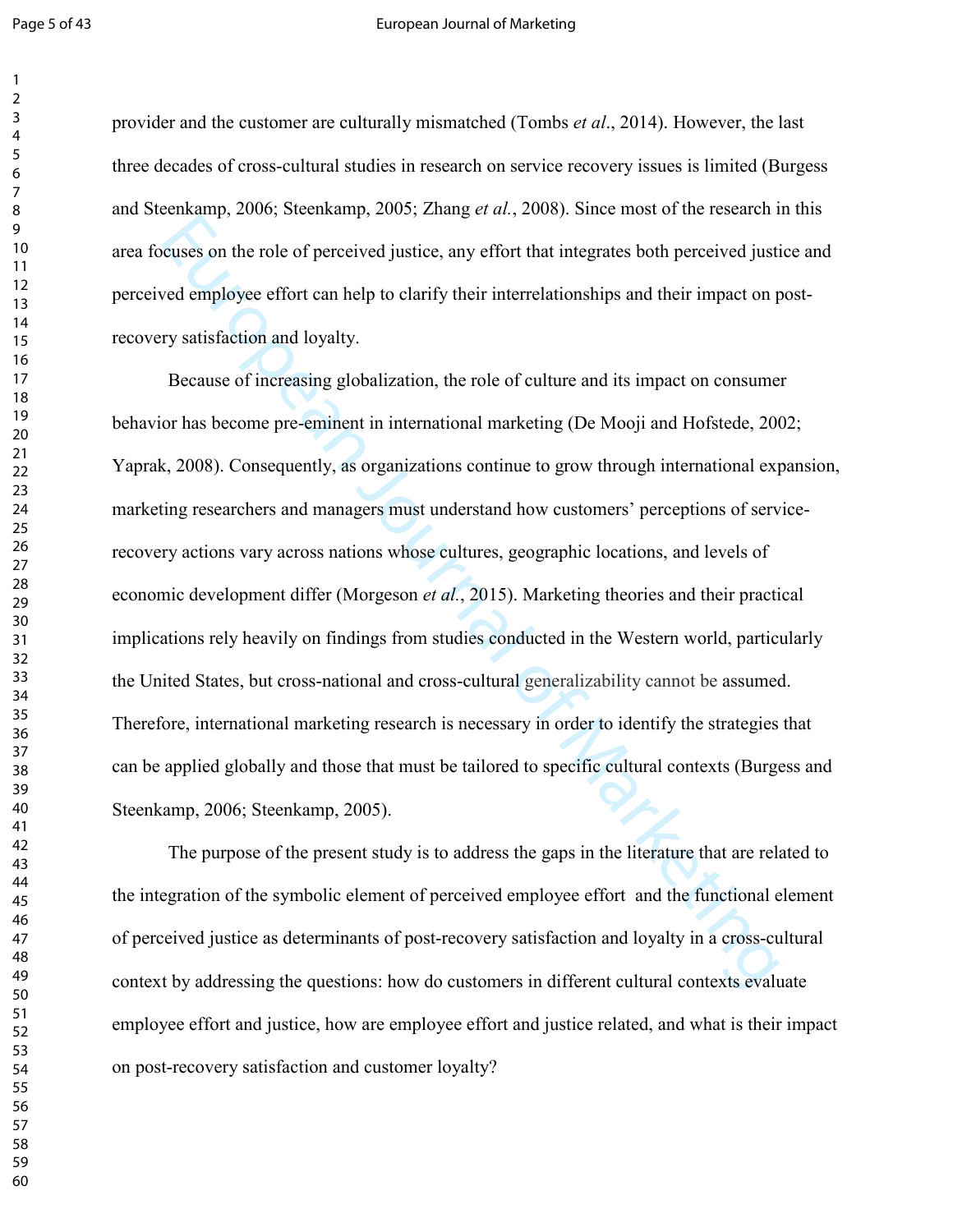provider and the customer are culturally mismatched (Tombs *et al*., 2014). However, the last three decades of cross-cultural studies in research on service recovery issues is limited (Burgess and Steenkamp, 2006; Steenkamp, 2005; Zhang *et al.*, 2008). Since most of the research in this area focuses on the role of perceived justice, any effort that integrates both perceived justice and perceived employee effort can help to clarify their interrelationships and their impact on post-recovery satisfaction and loyalty.

Because of increasing globalization, the role of culture and its impact on consumer behavior has become pre-eminent in international marketing (De Mooji and Hofstede, 2002; Yaprak, 2008). Consequently, as organizations continue to grow through international expansion, marketing researchers and managers must understand how customers' perceptions of service-recovery actions vary across nations whose cultures, geographic locations, and levels of economic development differ (Morgeson *et al.*, 2015). Marketing theories and their practical implications rely heavily on findings from studies conducted in the Western world, particularly the United States, but cross-national and cross-cultural generalizability cannot be assumed. Therefore, international marketing research is necessary in order to identify the strategies that can be applied globally and those that must be tailored to specific cultural contexts (Burgess and Steenkamp, 2006; Steenkamp, 2005).

The purpose of the present study is to address the gaps in the literature that are related to the integration of the symbolic element of perceived employee effort and the functional element of perceived justice as determinants of post-recovery satisfaction and loyalty in a cross-cultural context by addressing the questions: how do customers in different cultural contexts evaluate employee effort and justice, how are employee effort and justice related, and what is their impact on post-recovery satisfaction and customer loyalty?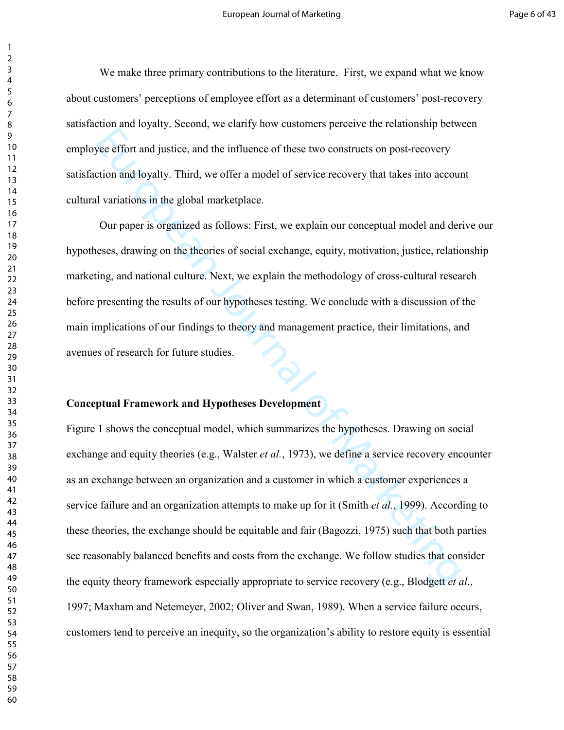We make three primary contributions to the literature. First, we expand what we know about customers' perceptions of employee effort as a determinant of customers' post-recovery satisfaction and loyalty. Second, we clarify how customers perceive the relationship between employee effort and justice, and the influence of these two constructs on post-recovery satisfaction and loyalty. Third, we offer a model of service recovery that takes into account cultural variations in the global marketplace.

Our paper is organized as follows: First, we explain our conceptual model and derive our hypotheses, drawing on the theories of social exchange, equity, motivation, justice, relationship marketing, and national culture. Next, we explain the methodology of cross-cultural research before presenting the results of our hypotheses testing. We conclude with a discussion of the main implications of our findings to theory and management practice, their limitations, and avenues of research for future studies.

**Conceptual Framework and Hypotheses Development**

Figure 1 shows the conceptual model, which summarizes the hypotheses. Drawing on social exchange and equity theories (e.g., Walster *et al.*, 1973), we define a service recovery encounter as an exchange between an organization and a customer in which a customer experiences a service failure and an organization attempts to make up for it (Smith *et al.*, 1999). According to these theories, the exchange should be equitable and fair (Bagozzi, 1975) such that both parties see reasonably balanced benefits and costs from the exchange. We follow studies that consider the equity theory framework especially appropriate to service recovery (e.g., Blodgett *et al.*, 1997; Maxham and Netemeyer, 2002; Oliver and Swan, 1989). When a service failure occurs, customers tend to perceive an inequity, so the organization's ability to restore equity is essential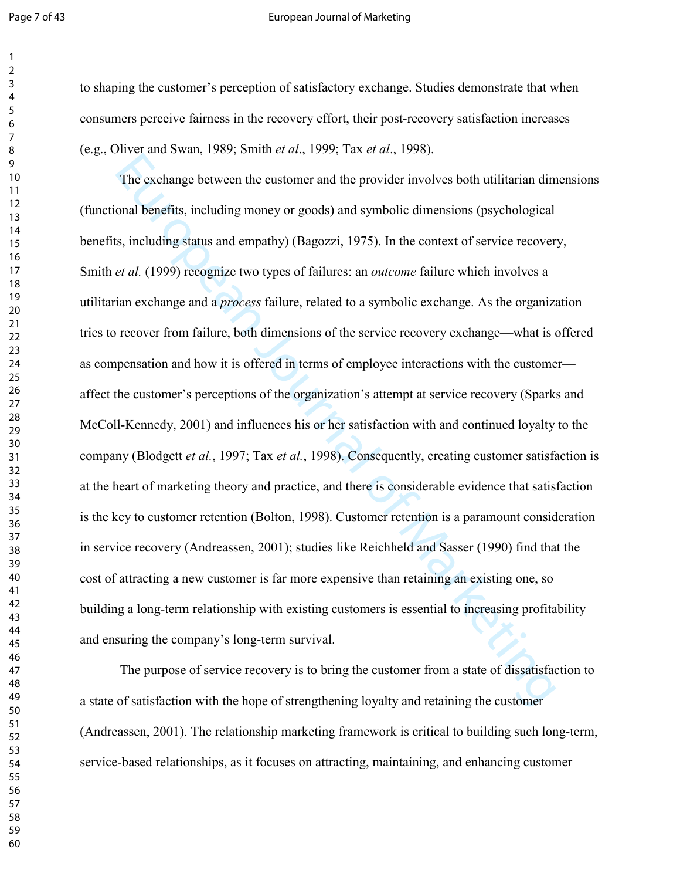to shaping the customer's perception of satisfactory exchange. Studies demonstrate that when consumers perceive fairness in the recovery effort, their post-recovery satisfaction increases (e.g., Oliver and Swan, 1989; Smith *et al*., 1999; Tax *et al*., 1998).

The exchange between the customer and the provider involves both utilitarian dimensions (functional benefits, including money or goods) and symbolic dimensions (psychological benefits, including status and empathy) (Bagozzi, 1975). In the context of service recovery, Smith *et al.* (1999) recognize two types of failures: an *outcome* failure which involves a utilitarian exchange and a *process* failure, related to a symbolic exchange. As the organization tries to recover from failure, both dimensions of the service recovery exchange—what is offered as compensation and how it is offered in terms of employee interactions with the customer—affect the customer's perceptions of the organization's attempt at service recovery (Sparks and McColl-Kennedy, 2001) and influences his or her satisfaction with and continued loyalty to the company (Blodgett *et al.*, 1997; Tax *et al.*, 1998). Consequently, creating customer satisfaction is at the heart of marketing theory and practice, and there is considerable evidence that satisfaction is the key to customer retention (Bolton, 1998). Customer retention is a paramount consideration in service recovery (Andreassen, 2001); studies like Reichheld and Sasser (1990) find that the cost of attracting a new customer is far more expensive than retaining an existing one, so building a long-term relationship with existing customers is essential to increasing profitability and ensuring the company's long-term survival.

The purpose of service recovery is to bring the customer from a state of dissatisfaction to a state of satisfaction with the hope of strengthening loyalty and retaining the customer (Andreassen, 2001). The relationship marketing framework is critical to building such long-term, service-based relationships, as it focuses on attracting, maintaining, and enhancing customer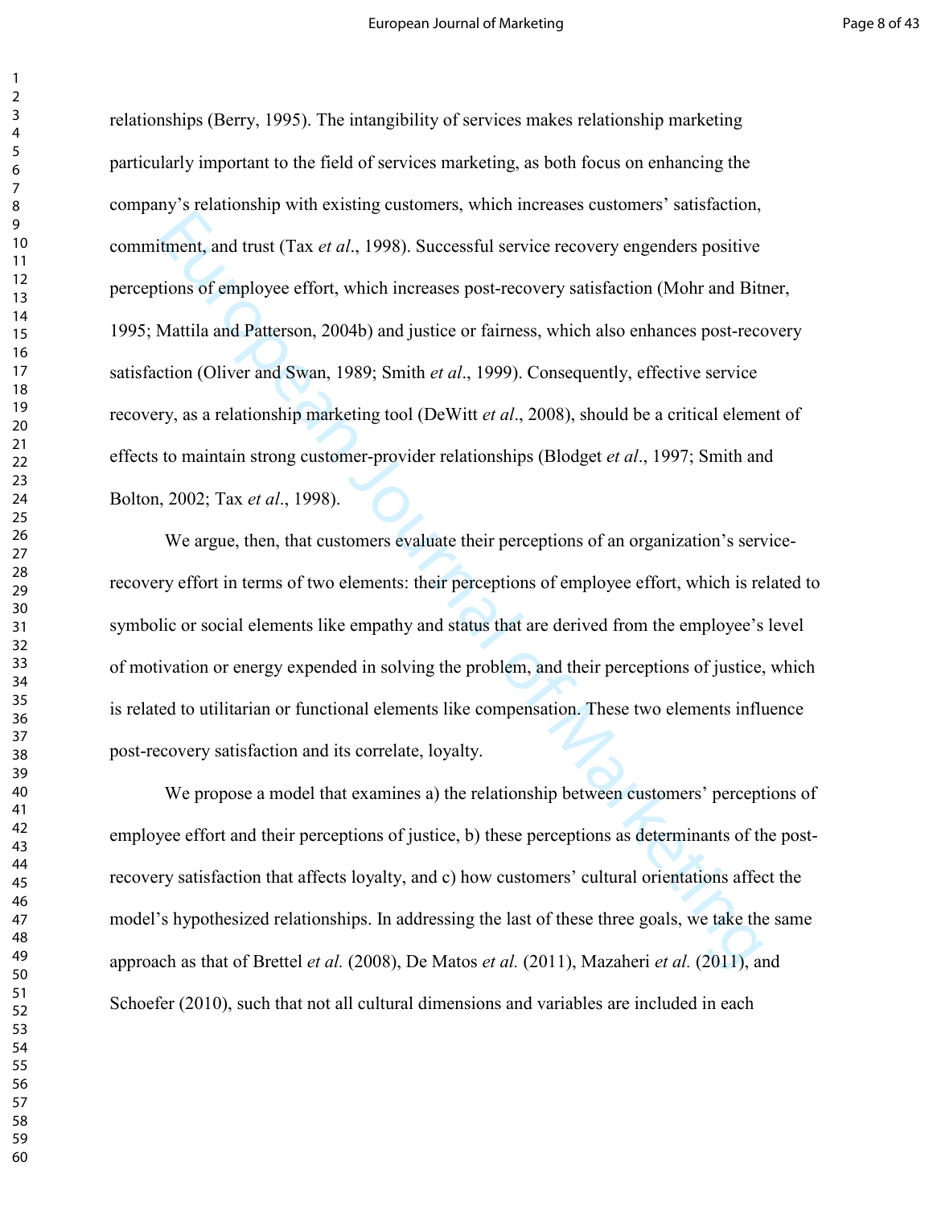relationships (Berry, 1995). The intangibility of services makes relationship marketing particularly important to the field of services marketing, as both focus on enhancing the company's relationship with existing customers, which increases customers' satisfaction, commitment, and trust (Tax *et al*., 1998). Successful service recovery engenders positive perceptions of employee effort, which increases post-recovery satisfaction (Mohr and Bitner, 1995; Mattila and Patterson, 2004b) and justice or fairness, which also enhances post-recovery satisfaction (Oliver and Swan, 1989; Smith *et al*., 1999). Consequently, effective service recovery, as a relationship marketing tool (DeWitt *et al*., 2008), should be a critical element of effects to maintain strong customer-provider relationships (Blodget *et al*., 1997; Smith and Bolton, 2002; Tax *et al*., 1998).

We argue, then, that customers evaluate their perceptions of an organization's service-recovery effort in terms of two elements: their perceptions of employee effort, which is related to symbolic or social elements like empathy and status that are derived from the employee's level of motivation or energy expended in solving the problem, and their perceptions of justice, which is related to utilitarian or functional elements like compensation. These two elements influence post-recovery satisfaction and its correlate, loyalty.

We propose a model that examines a) the relationship between customers' perceptions of employee effort and their perceptions of justice, b) these perceptions as determinants of the post-recovery satisfaction that affects loyalty, and c) how customers' cultural orientations affect the model's hypothesized relationships. In addressing the last of these three goals, we take the same approach as that of Brettel *et al.* (2008), De Matos *et al.* (2011), Mazaheri *et al.* (2011), and Schoefer (2010), such that not all cultural dimensions and variables are included in each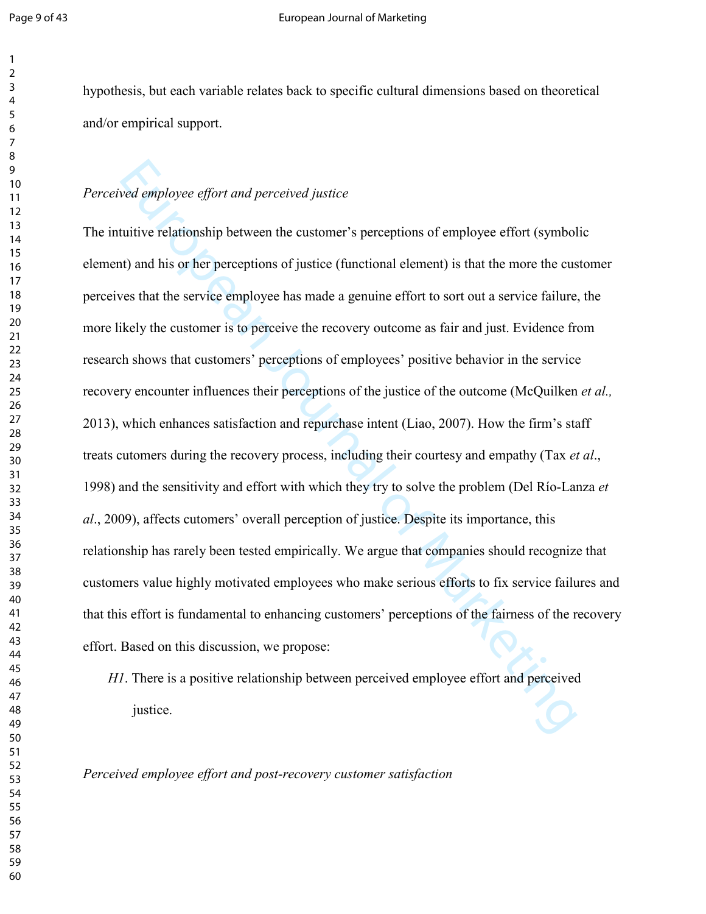hypothesis, but each variable relates back to specific cultural dimensions based on theoretical and/or empirical support.

*Perceived employee effort and perceived justice*

The intuitive relationship between the customer's perceptions of employee effort (symbolic element) and his or her perceptions of justice (functional element) is that the more the customer perceives that the service employee has made a genuine effort to sort out a service failure, the more likely the customer is to perceive the recovery outcome as fair and just. Evidence from research shows that customers' perceptions of employees' positive behavior in the service recovery encounter influences their perceptions of the justice of the outcome (McQuilken *et al.,* 2013), which enhances satisfaction and repurchase intent (Liao, 2007). How the firm's staff treats cutomers during the recovery process, including their courtesy and empathy (Tax *et al*., 1998) and the sensitivity and effort with which they try to solve the problem (Del Río-Lanza *et al*., 2009), affects cutomers' overall perception of justice. Despite its importance, this relationship has rarely been tested empirically. We argue that companies should recognize that customers value highly motivated employees who make serious efforts to fix service failures and that this effort is fundamental to enhancing customers' perceptions of the fairness of the recovery effort. Based on this discussion, we propose:

*H1*. There is a positive relationship between perceived employee effort and perceived justice.

*Perceived employee effort and post-recovery customer satisfaction*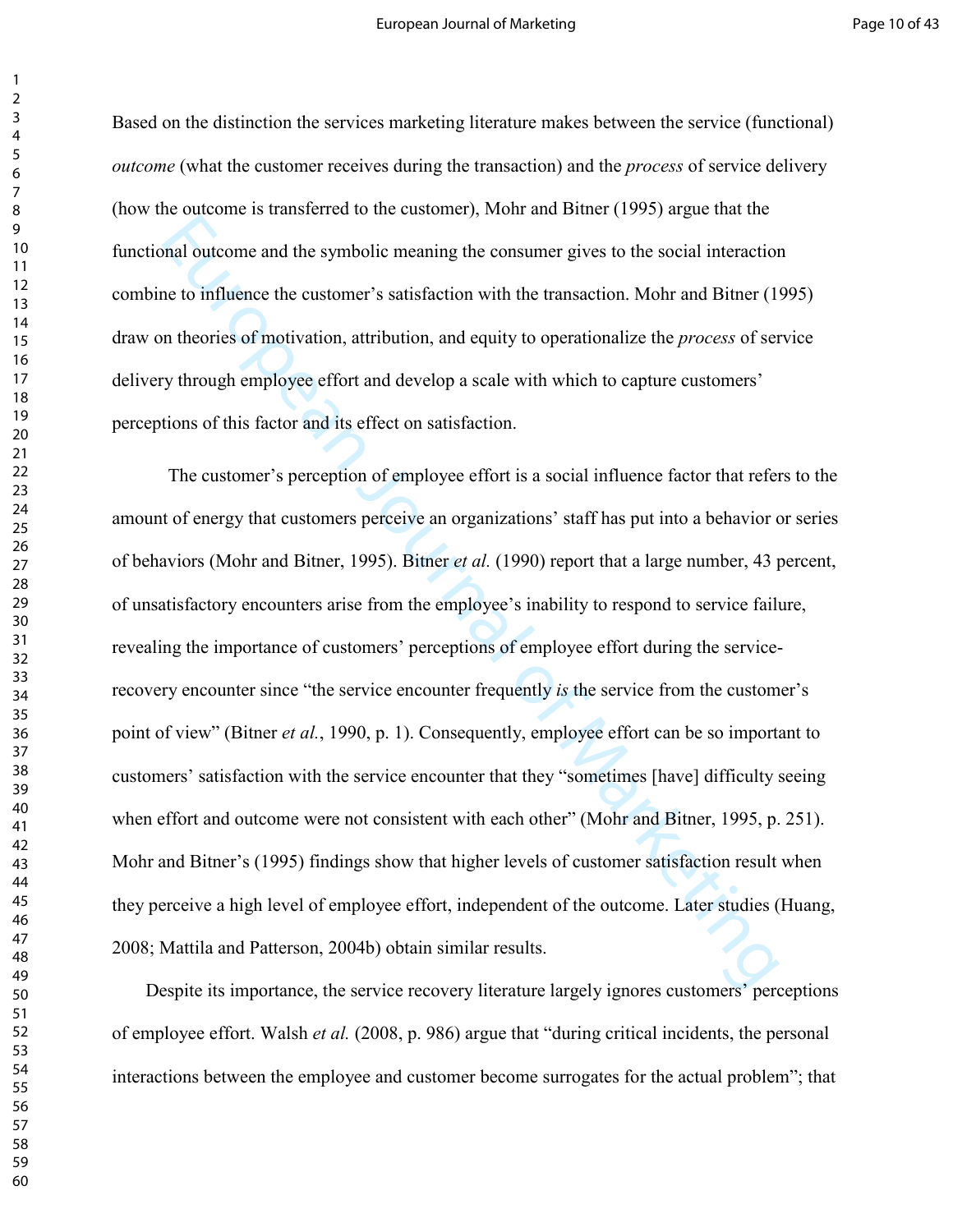Based on the distinction the services marketing literature makes between the service (functional) *outcome* (what the customer receives during the transaction) and the *process* of service delivery (how the outcome is transferred to the customer), Mohr and Bitner (1995) argue that the functional outcome and the symbolic meaning the consumer gives to the social interaction combine to influence the customer's satisfaction with the transaction. Mohr and Bitner (1995) draw on theories of motivation, attribution, and equity to operationalize the *process* of service delivery through employee effort and develop a scale with which to capture customers' perceptions of this factor and its effect on satisfaction.

The customer's perception of employee effort is a social influence factor that refers to the amount of energy that customers perceive an organizations' staff has put into a behavior or series of behaviors (Mohr and Bitner, 1995). Bitner *et al.* (1990) report that a large number, 43 percent, of unsatisfactory encounters arise from the employee's inability to respond to service failure, revealing the importance of customers' perceptions of employee effort during the service-recovery encounter since "the service encounter frequently *is* the service from the customer's point of view" (Bitner *et al.*, 1990, p. 1). Consequently, employee effort can be so important to customers' satisfaction with the service encounter that they "sometimes [have] difficulty seeing when effort and outcome were not consistent with each other" (Mohr and Bitner, 1995, p. 251). Mohr and Bitner's (1995) findings show that higher levels of customer satisfaction result when they perceive a high level of employee effort, independent of the outcome. Later studies (Huang, 2008; Mattila and Patterson, 2004b) obtain similar results.

Despite its importance, the service recovery literature largely ignores customers' perceptions of employee effort. Walsh *et al.* (2008, p. 986) argue that "during critical incidents, the personal interactions between the employee and customer become surrogates for the actual problem"; that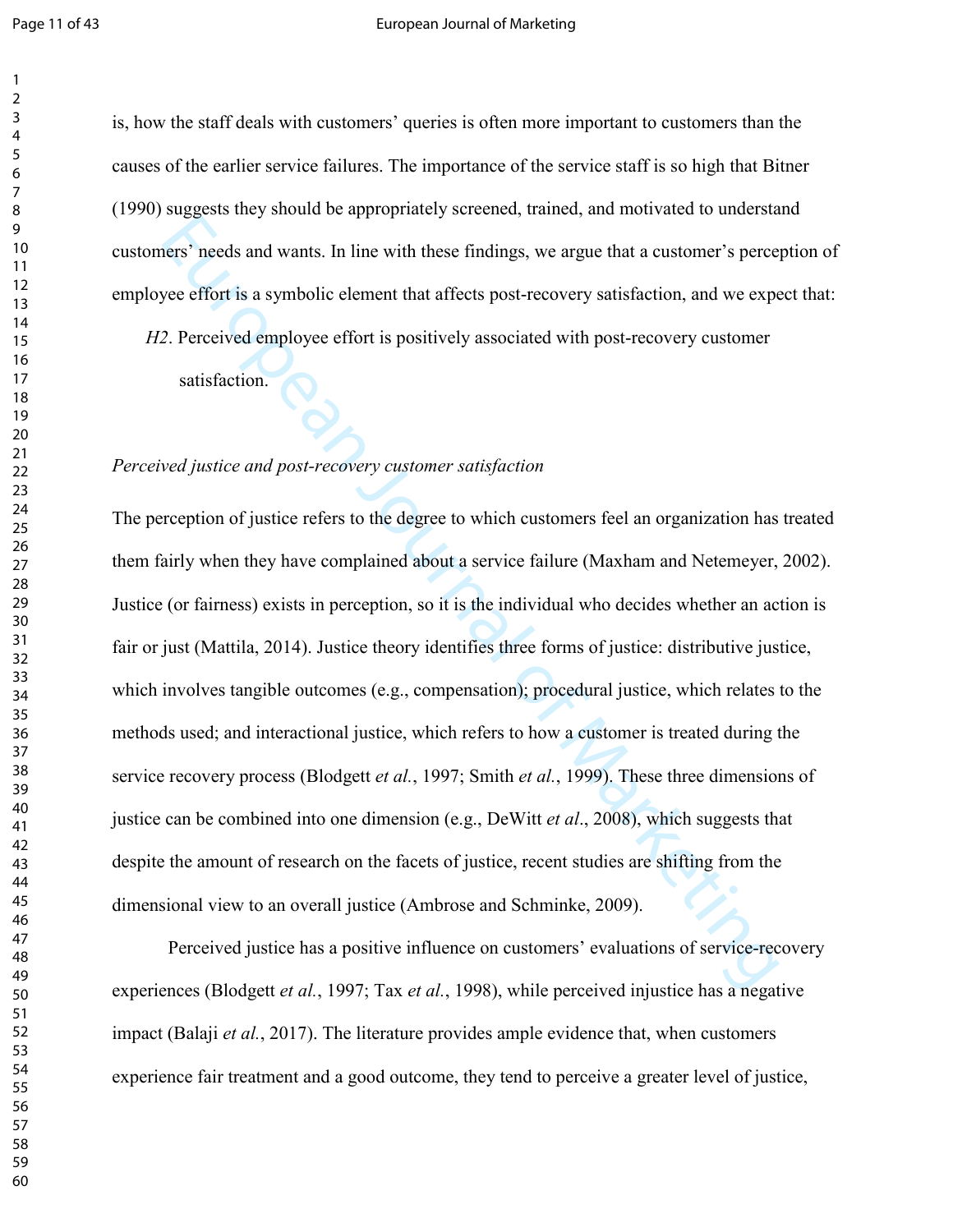is, how the staff deals with customers' queries is often more important to customers than the causes of the earlier service failures. The importance of the service staff is so high that Bitner (1990) suggests they should be appropriately screened, trained, and motivated to understand customers' needs and wants. In line with these findings, we argue that a customer's perception of employee effort is a symbolic element that affects post-recovery satisfaction, and we expect that:

*H2*. Perceived employee effort is positively associated with post-recovery customer satisfaction.

*Perceived justice and post-recovery customer satisfaction*

The perception of justice refers to the degree to which customers feel an organization has treated them fairly when they have complained about a service failure (Maxham and Netemeyer, 2002). Justice (or fairness) exists in perception, so it is the individual who decides whether an action is fair or just (Mattila, 2014). Justice theory identifies three forms of justice: distributive justice, which involves tangible outcomes (e.g., compensation); procedural justice, which relates to the methods used; and interactional justice, which refers to how a customer is treated during the service recovery process (Blodgett *et al.*, 1997; Smith *et al.*, 1999). These three dimensions of justice can be combined into one dimension (e.g., DeWitt *et al*., 2008), which suggests that despite the amount of research on the facets of justice, recent studies are shifting from the dimensional view to an overall justice (Ambrose and Schminke, 2009).

Perceived justice has a positive influence on customers' evaluations of service-recovery experiences (Blodgett *et al.*, 1997; Tax *et al.*, 1998), while perceived injustice has a negative impact (Balaji *et al.*, 2017). The literature provides ample evidence that, when customers experience fair treatment and a good outcome, they tend to perceive a greater level of justice,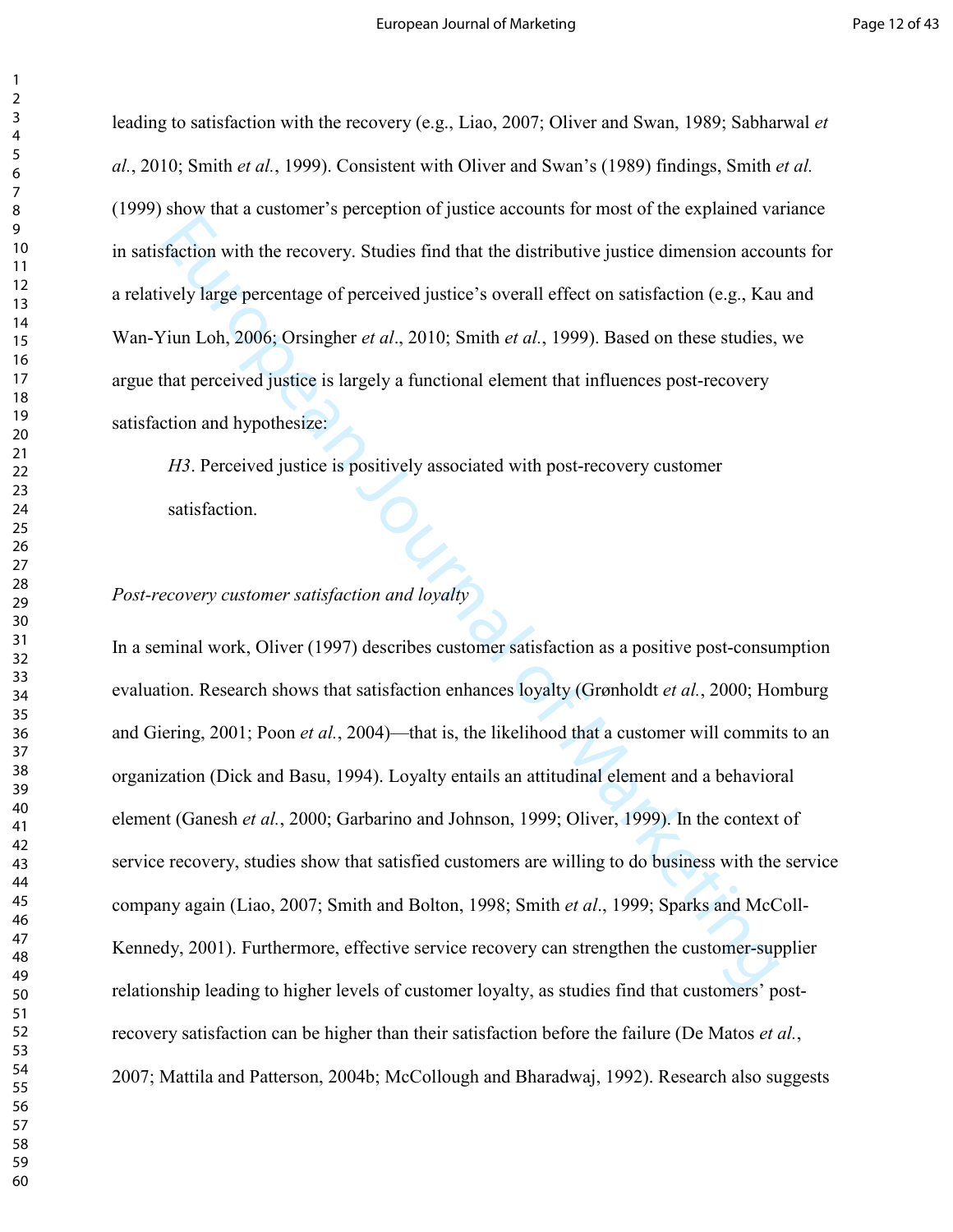leading to satisfaction with the recovery (e.g., Liao, 2007; Oliver and Swan, 1989; Sabharwal *et al.*, 2010; Smith *et al.*, 1999). Consistent with Oliver and Swan's (1989) findings, Smith *et al.* (1999) show that a customer's perception of justice accounts for most of the explained variance in satisfaction with the recovery. Studies find that the distributive justice dimension accounts for a relatively large percentage of perceived justice's overall effect on satisfaction (e.g., Kau and Wan-Yiun Loh, 2006; Orsingher *et al*., 2010; Smith *et al.*, 1999). Based on these studies, we argue that perceived justice is largely a functional element that influences post-recovery satisfaction and hypothesize:

> *H3*. Perceived justice is positively associated with post-recovery customer satisfaction.

*Post-recovery customer satisfaction and loyalty*

In a seminal work, Oliver (1997) describes customer satisfaction as a positive post-consumption evaluation. Research shows that satisfaction enhances loyalty (Grønholdt *et al.*, 2000; Homburg and Giering, 2001; Poon *et al.*, 2004)—that is, the likelihood that a customer will commits to an organization (Dick and Basu, 1994). Loyalty entails an attitudinal element and a behavioral element (Ganesh *et al.*, 2000; Garbarino and Johnson, 1999; Oliver, 1999). In the context of service recovery, studies show that satisfied customers are willing to do business with the service company again (Liao, 2007; Smith and Bolton, 1998; Smith *et al*., 1999; Sparks and McColl-Kennedy, 2001). Furthermore, effective service recovery can strengthen the customer-supplier relationship leading to higher levels of customer loyalty, as studies find that customers' post-recovery satisfaction can be higher than their satisfaction before the failure (De Matos *et al.*, 2007; Mattila and Patterson, 2004b; McCollough and Bharadwaj, 1992). Research also suggests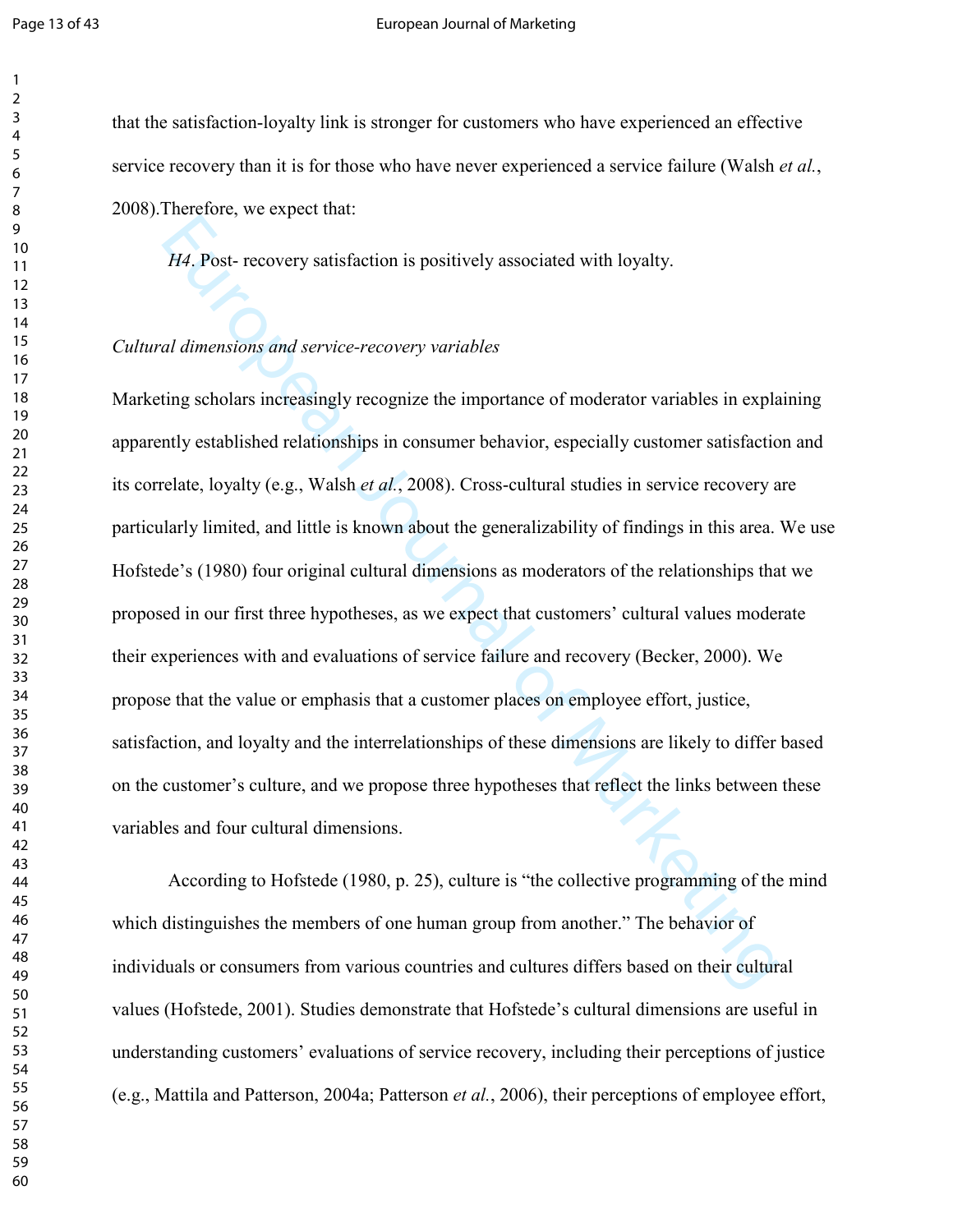that the satisfaction-loyalty link is stronger for customers who have experienced an effective service recovery than it is for those who have never experienced a service failure (Walsh *et al.*, 2008).Therefore, we expect that:

*H4*. Post- recovery satisfaction is positively associated with loyalty.

*Cultural dimensions and service-recovery variables*

Marketing scholars increasingly recognize the importance of moderator variables in explaining apparently established relationships in consumer behavior, especially customer satisfaction and its correlate, loyalty (e.g., Walsh *et al.*, 2008). Cross-cultural studies in service recovery are particularly limited, and little is known about the generalizability of findings in this area. We use Hofstede's (1980) four original cultural dimensions as moderators of the relationships that we proposed in our first three hypotheses, as we expect that customers' cultural values moderate their experiences with and evaluations of service failure and recovery (Becker, 2000). We propose that the value or emphasis that a customer places on employee effort, justice, satisfaction, and loyalty and the interrelationships of these dimensions are likely to differ based on the customer's culture, and we propose three hypotheses that reflect the links between these variables and four cultural dimensions.

According to Hofstede (1980, p. 25), culture is "the collective programming of the mind which distinguishes the members of one human group from another." The behavior of individuals or consumers from various countries and cultures differs based on their cultural values (Hofstede, 2001). Studies demonstrate that Hofstede's cultural dimensions are useful in understanding customers' evaluations of service recovery, including their perceptions of justice (e.g., Mattila and Patterson, 2004a; Patterson *et al.*, 2006), their perceptions of employee effort,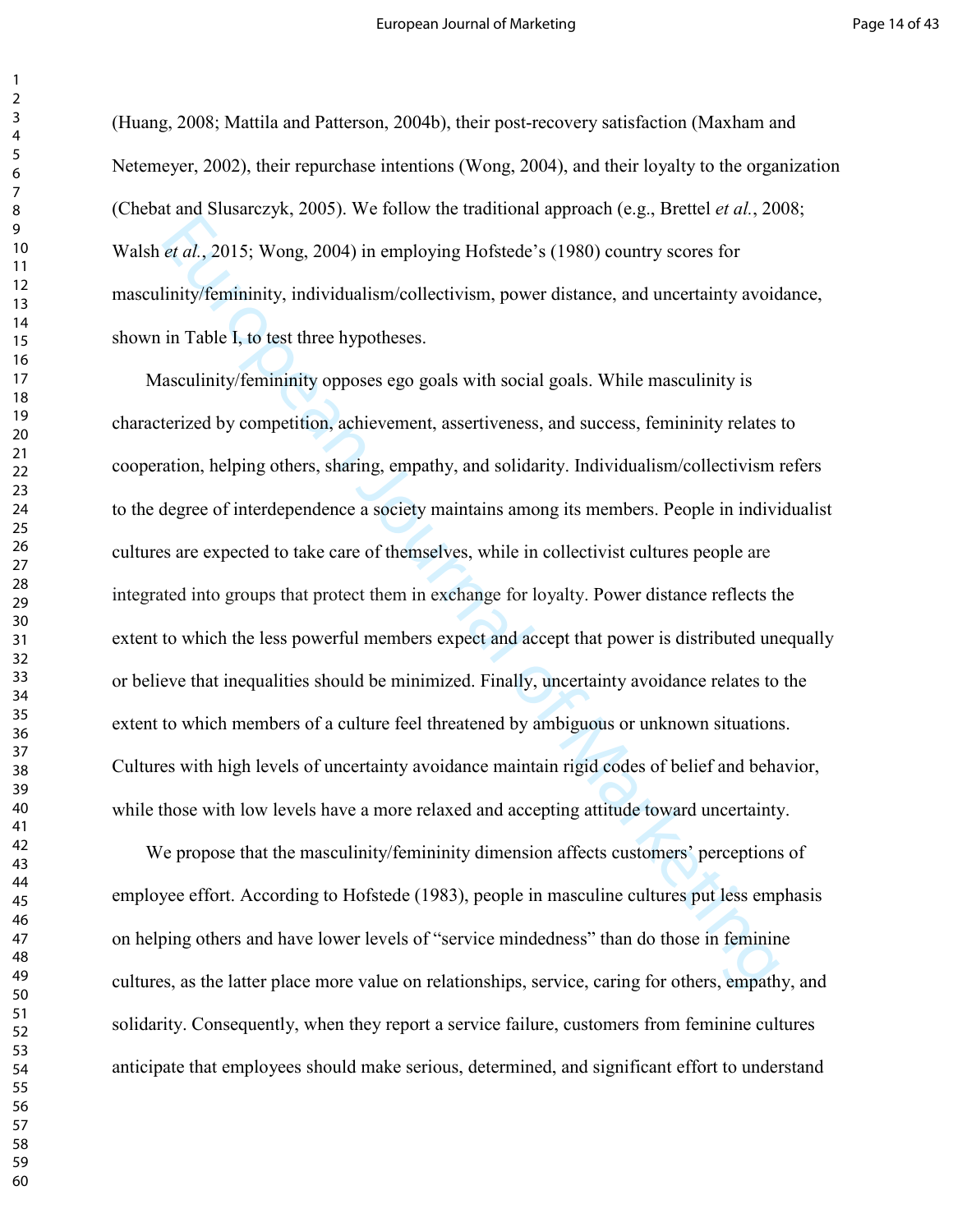(Huang, 2008; Mattila and Patterson, 2004b), their post-recovery satisfaction (Maxham and Netemeyer, 2002), their repurchase intentions (Wong, 2004), and their loyalty to the organization (Chebat and Slusarczyk, 2005). We follow the traditional approach (e.g., Brettel *et al.*, 2008; Walsh *et al.*, 2015; Wong, 2004) in employing Hofstede's (1980) country scores for masculinity/femininity, individualism/collectivism, power distance, and uncertainty avoidance, shown in Table I, to test three hypotheses.

Masculinity/femininity opposes ego goals with social goals. While masculinity is characterized by competition, achievement, assertiveness, and success, femininity relates to cooperation, helping others, sharing, empathy, and solidarity. Individualism/collectivism refers to the degree of interdependence a society maintains among its members. People in individualist cultures are expected to take care of themselves, while in collectivist cultures people are integrated into groups that protect them in exchange for loyalty. Power distance reflects the extent to which the less powerful members expect and accept that power is distributed unequally or believe that inequalities should be minimized. Finally, uncertainty avoidance relates to the extent to which members of a culture feel threatened by ambiguous or unknown situations. Cultures with high levels of uncertainty avoidance maintain rigid codes of belief and behavior, while those with low levels have a more relaxed and accepting attitude toward uncertainty.

We propose that the masculinity/femininity dimension affects customers' perceptions of employee effort. According to Hofstede (1983), people in masculine cultures put less emphasis on helping others and have lower levels of "service mindedness" than do those in feminine cultures, as the latter place more value on relationships, service, caring for others, empathy, and solidarity. Consequently, when they report a service failure, customers from feminine cultures anticipate that employees should make serious, determined, and significant effort to understand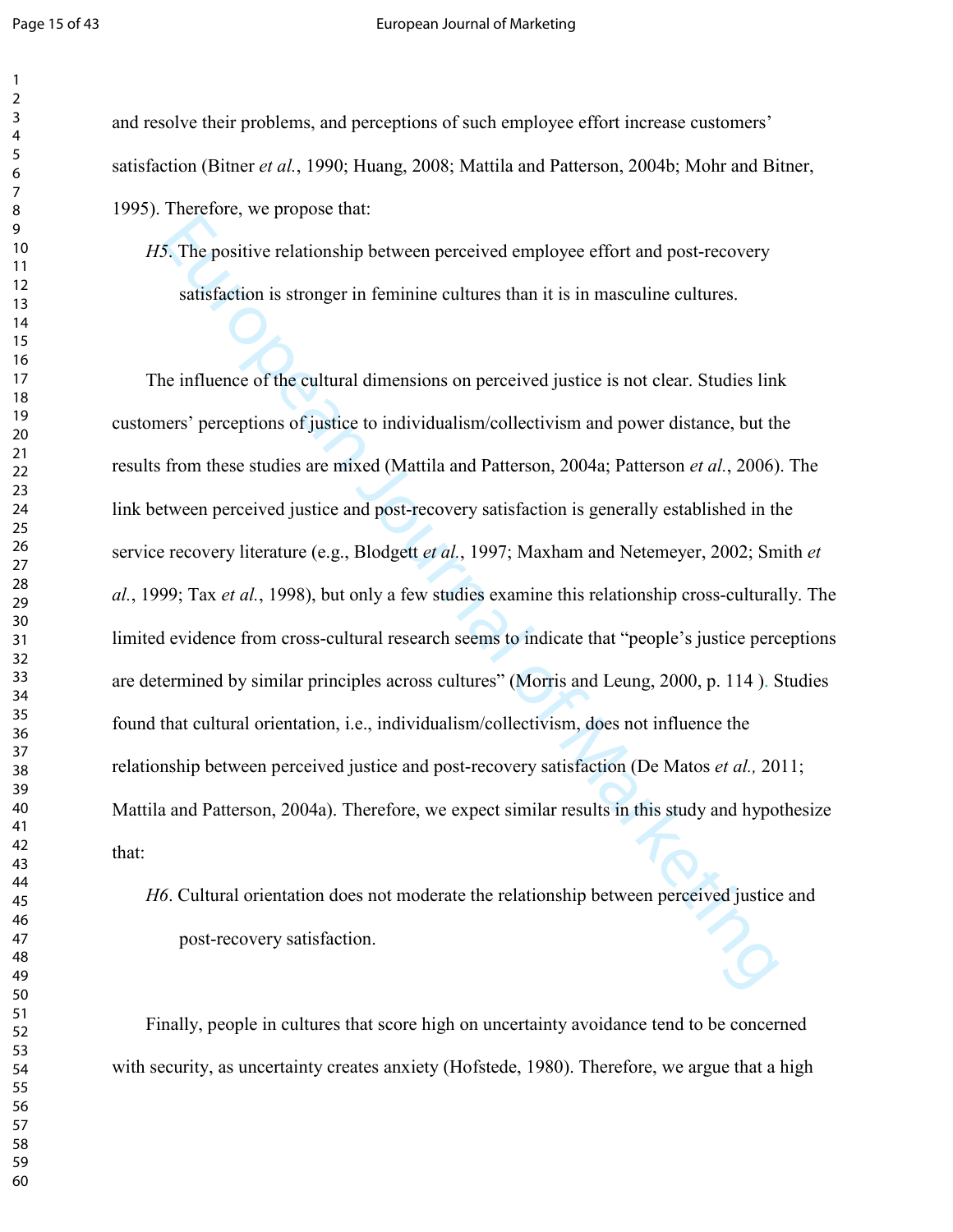and resolve their problems, and perceptions of such employee effort increase customers' satisfaction (Bitner *et al.*, 1990; Huang, 2008; Mattila and Patterson, 2004b; Mohr and Bitner, 1995). Therefore, we propose that:

*H5*. The positive relationship between perceived employee effort and post-recovery satisfaction is stronger in feminine cultures than it is in masculine cultures.

The influence of the cultural dimensions on perceived justice is not clear. Studies link customers' perceptions of justice to individualism/collectivism and power distance, but the results from these studies are mixed (Mattila and Patterson, 2004a; Patterson *et al.*, 2006). The link between perceived justice and post-recovery satisfaction is generally established in the service recovery literature (e.g., Blodgett *et al.*, 1997; Maxham and Netemeyer, 2002; Smith *et al.*, 1999; Tax *et al.*, 1998), but only a few studies examine this relationship cross-culturally. The limited evidence from cross-cultural research seems to indicate that "people's justice perceptions are determined by similar principles across cultures" (Morris and Leung, 2000, p. 114 ). Studies found that cultural orientation, i.e., individualism/collectivism, does not influence the relationship between perceived justice and post-recovery satisfaction (De Matos *et al.,* 2011; Mattila and Patterson, 2004a). Therefore, we expect similar results in this study and hypothesize that:

*H6*. Cultural orientation does not moderate the relationship between perceived justice and post-recovery satisfaction.

Finally, people in cultures that score high on uncertainty avoidance tend to be concerned with security, as uncertainty creates anxiety (Hofstede, 1980). Therefore, we argue that a high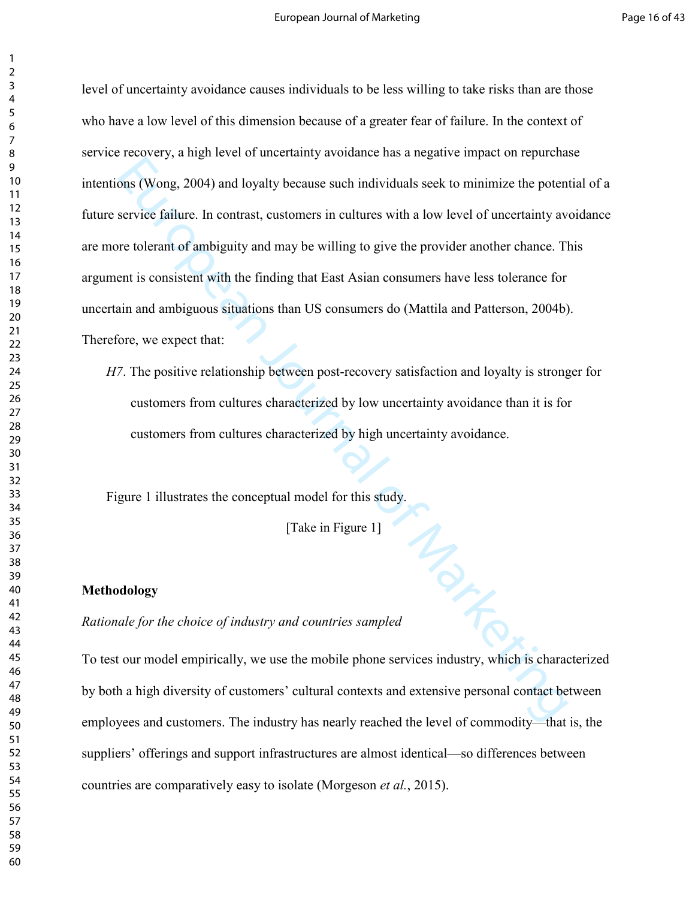level of uncertainty avoidance causes individuals to be less willing to take risks than are those who have a low level of this dimension because of a greater fear of failure. In the context of service recovery, a high level of uncertainty avoidance has a negative impact on repurchase intentions (Wong, 2004) and loyalty because such individuals seek to minimize the potential of a future service failure. In contrast, customers in cultures with a low level of uncertainty avoidance are more tolerant of ambiguity and may be willing to give the provider another chance. This argument is consistent with the finding that East Asian consumers have less tolerance for uncertain and ambiguous situations than US consumers do (Mattila and Patterson, 2004b). Therefore, we expect that:

*H7*. The positive relationship between post-recovery satisfaction and loyalty is stronger for customers from cultures characterized by low uncertainty avoidance than it is for customers from cultures characterized by high uncertainty avoidance.

Figure 1 illustrates the conceptual model for this study.

[Take in Figure 1]

## Methodology

### *Rationale for the choice of industry and countries sampled*

To test our model empirically, we use the mobile phone services industry, which is characterized by both a high diversity of customers' cultural contexts and extensive personal contact between employees and customers. The industry has nearly reached the level of commodity—that is, the suppliers' offerings and support infrastructures are almost identical—so differences between countries are comparatively easy to isolate (Morgeson *et al.*, 2015).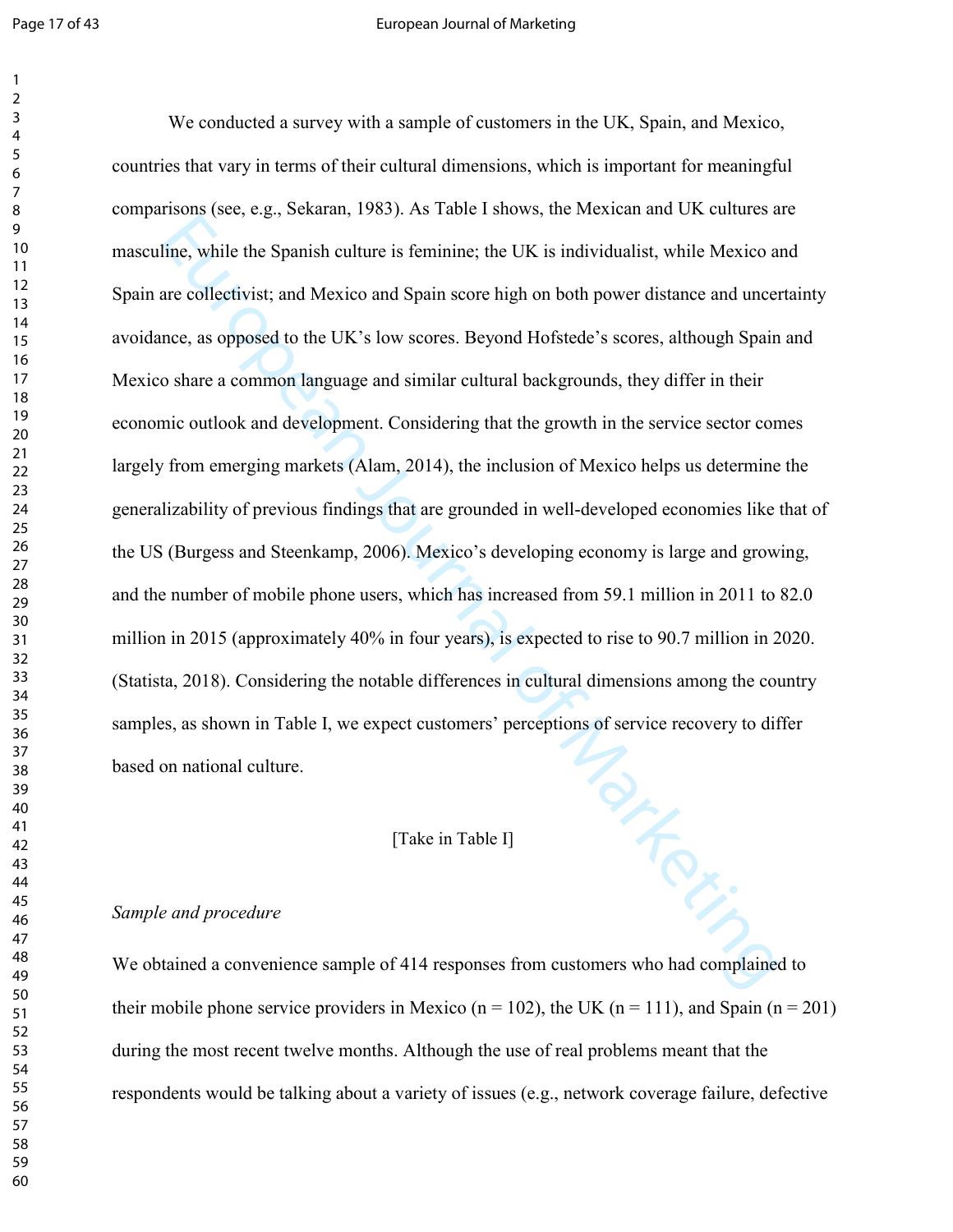We conducted a survey with a sample of customers in the UK, Spain, and Mexico, countries that vary in terms of their cultural dimensions, which is important for meaningful comparisons (see, e.g., Sekaran, 1983). As Table I shows, the Mexican and UK cultures are masculine, while the Spanish culture is feminine; the UK is individualist, while Mexico and Spain are collectivist; and Mexico and Spain score high on both power distance and uncertainty avoidance, as opposed to the UK's low scores. Beyond Hofstede's scores, although Spain and Mexico share a common language and similar cultural backgrounds, they differ in their economic outlook and development. Considering that the growth in the service sector comes largely from emerging markets (Alam, 2014), the inclusion of Mexico helps us determine the generalizability of previous findings that are grounded in well-developed economies like that of the US (Burgess and Steenkamp, 2006). Mexico's developing economy is large and growing, and the number of mobile phone users, which has increased from 59.1 million in 2011 to 82.0 million in 2015 (approximately 40% in four years), is expected to rise to 90.7 million in 2020. (Statista, 2018). Considering the notable differences in cultural dimensions among the country samples, as shown in Table I, we expect customers' perceptions of service recovery to differ based on national culture.

[Take in Table I]

*Sample and procedure*

We obtained a convenience sample of 414 responses from customers who had complained to their mobile phone service providers in Mexico (n = 102), the UK (n = 111), and Spain (n = 201) during the most recent twelve months. Although the use of real problems meant that the respondents would be talking about a variety of issues (e.g., network coverage failure, defective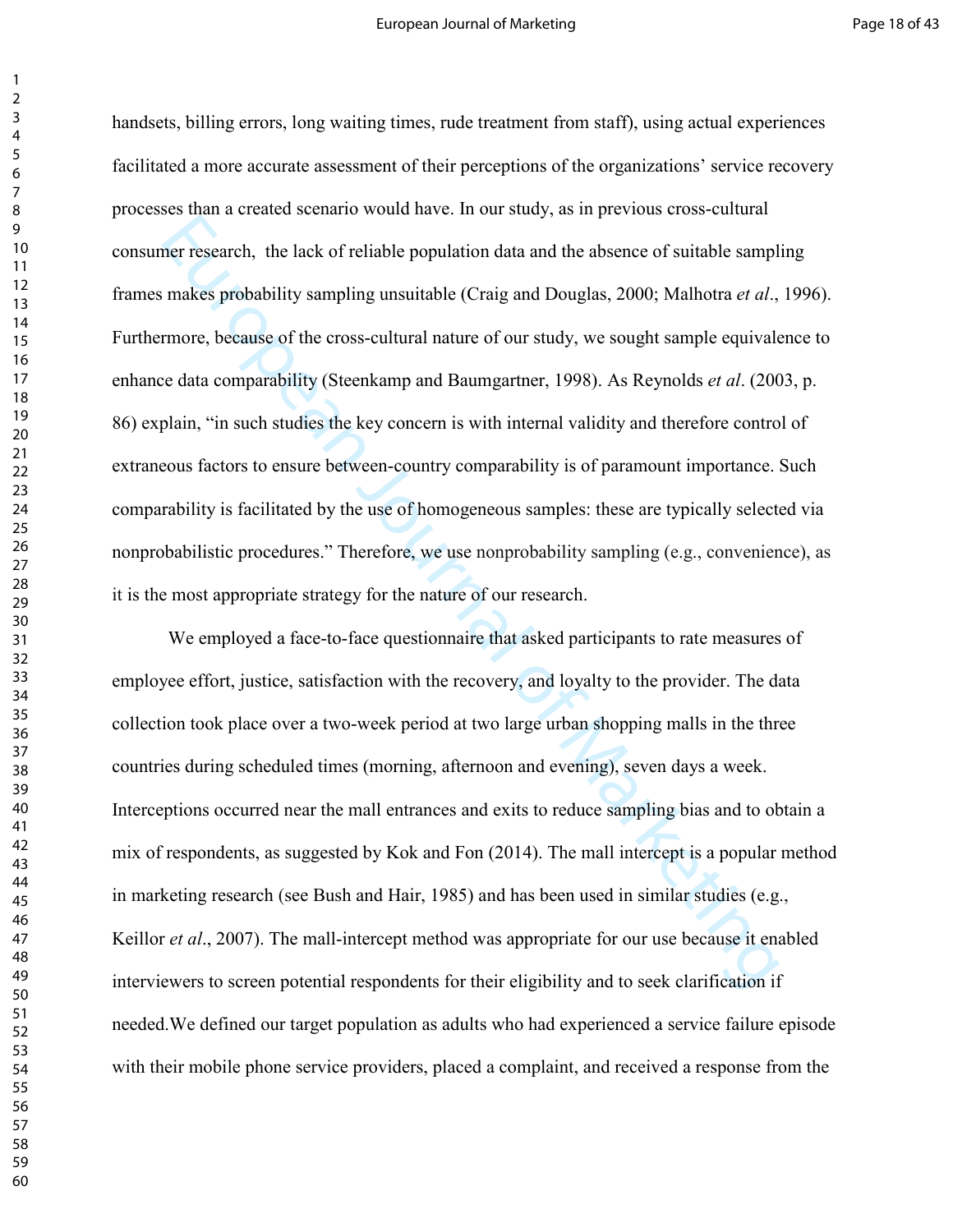handsets, billing errors, long waiting times, rude treatment from staff), using actual experiences facilitated a more accurate assessment of their perceptions of the organizations' service recovery processes than a created scenario would have. In our study, as in previous cross-cultural consumer research,  the lack of reliable population data and the absence of suitable sampling frames makes probability sampling unsuitable (Craig and Douglas, 2000; Malhotra *et al*., 1996). Furthermore, because of the cross-cultural nature of our study, we sought sample equivalence to enhance data comparability (Steenkamp and Baumgartner, 1998). As Reynolds *et al*. (2003, p. 86) explain, "in such studies the key concern is with internal validity and therefore control of extraneous factors to ensure between-country comparability is of paramount importance. Such comparability is facilitated by the use of homogeneous samples: these are typically selected via nonprobabilistic procedures." Therefore, we use nonprobability sampling (e.g., convenience), as it is the most appropriate strategy for the nature of our research.

We employed a face-to-face questionnaire that asked participants to rate measures of employee effort, justice, satisfaction with the recovery, and loyalty to the provider. The data collection took place over a two-week period at two large urban shopping malls in the three countries during scheduled times (morning, afternoon and evening), seven days a week. Interceptions occurred near the mall entrances and exits to reduce sampling bias and to obtain a mix of respondents, as suggested by Kok and Fon (2014). The mall intercept is a popular method in marketing research (see Bush and Hair, 1985) and has been used in similar studies (e.g., Keillor *et al*., 2007). The mall-intercept method was appropriate for our use because it enabled interviewers to screen potential respondents for their eligibility and to seek clarification if needed.We defined our target population as adults who had experienced a service failure episode with their mobile phone service providers, placed a complaint, and received a response from the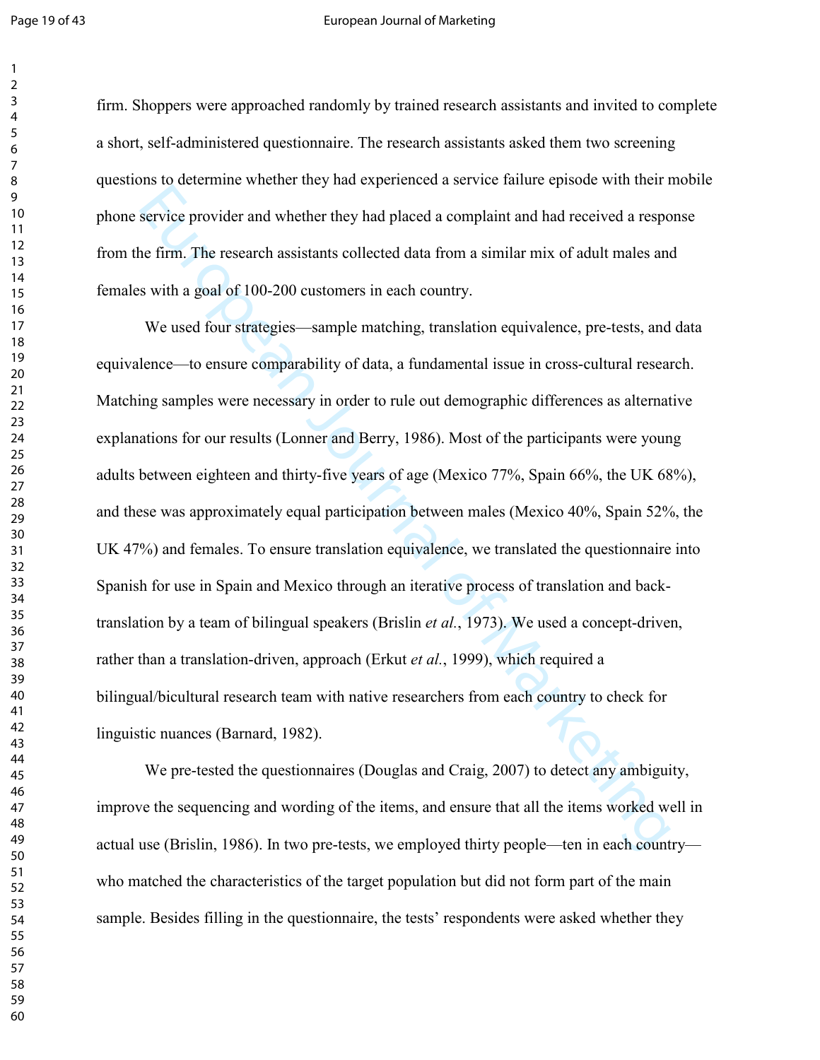firm. Shoppers were approached randomly by trained research assistants and invited to complete a short, self-administered questionnaire. The research assistants asked them two screening questions to determine whether they had experienced a service failure episode with their mobile phone service provider and whether they had placed a complaint and had received a response from the firm. The research assistants collected data from a similar mix of adult males and females with a goal of 100-200 customers in each country.

We used four strategies—sample matching, translation equivalence, pre-tests, and data equivalence—to ensure comparability of data, a fundamental issue in cross-cultural research. Matching samples were necessary in order to rule out demographic differences as alternative explanations for our results (Lonner and Berry, 1986). Most of the participants were young adults between eighteen and thirty-five years of age (Mexico 77%, Spain 66%, the UK 68%), and these was approximately equal participation between males (Mexico 40%, Spain 52%, the UK 47%) and females. To ensure translation equivalence, we translated the questionnaire into Spanish for use in Spain and Mexico through an iterative process of translation and back-translation by a team of bilingual speakers (Brislin *et al.*, 1973). We used a concept-driven, rather than a translation-driven, approach (Erkut *et al.*, 1999), which required a bilingual/bicultural research team with native researchers from each country to check for linguistic nuances (Barnard, 1982).

We pre-tested the questionnaires (Douglas and Craig, 2007) to detect any ambiguity, improve the sequencing and wording of the items, and ensure that all the items worked well in actual use (Brislin, 1986). In two pre-tests, we employed thirty people—ten in each country—who matched the characteristics of the target population but did not form part of the main sample. Besides filling in the questionnaire, the tests' respondents were asked whether they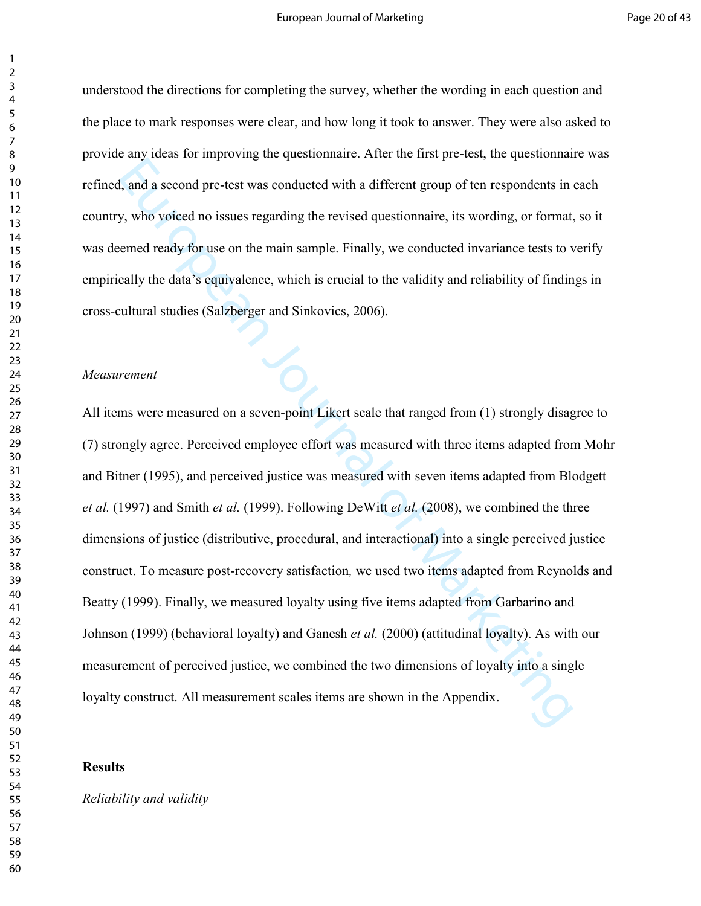understood the directions for completing the survey, whether the wording in each question and the place to mark responses were clear, and how long it took to answer. They were also asked to provide any ideas for improving the questionnaire. After the first pre-test, the questionnaire was refined, and a second pre-test was conducted with a different group of ten respondents in each country, who voiced no issues regarding the revised questionnaire, its wording, or format, so it was deemed ready for use on the main sample. Finally, we conducted invariance tests to verify empirically the data's equivalence, which is crucial to the validity and reliability of findings in cross-cultural studies (Salzberger and Sinkovics, 2006).

*Measurement*

All items were measured on a seven-point Likert scale that ranged from (1) strongly disagree to (7) strongly agree. Perceived employee effort was measured with three items adapted from Mohr and Bitner (1995), and perceived justice was measured with seven items adapted from Blodgett *et al.* (1997) and Smith *et al.* (1999). Following DeWitt *et al.* (2008), we combined the three dimensions of justice (distributive, procedural, and interactional) into a single perceived justice construct. To measure post-recovery satisfaction, we used two items adapted from Reynolds and Beatty (1999). Finally, we measured loyalty using five items adapted from Garbarino and Johnson (1999) (behavioral loyalty) and Ganesh *et al.* (2000) (attitudinal loyalty). As with our measurement of perceived justice, we combined the two dimensions of loyalty into a single loyalty construct. All measurement scales items are shown in the Appendix.

## Results

*Reliability and validity*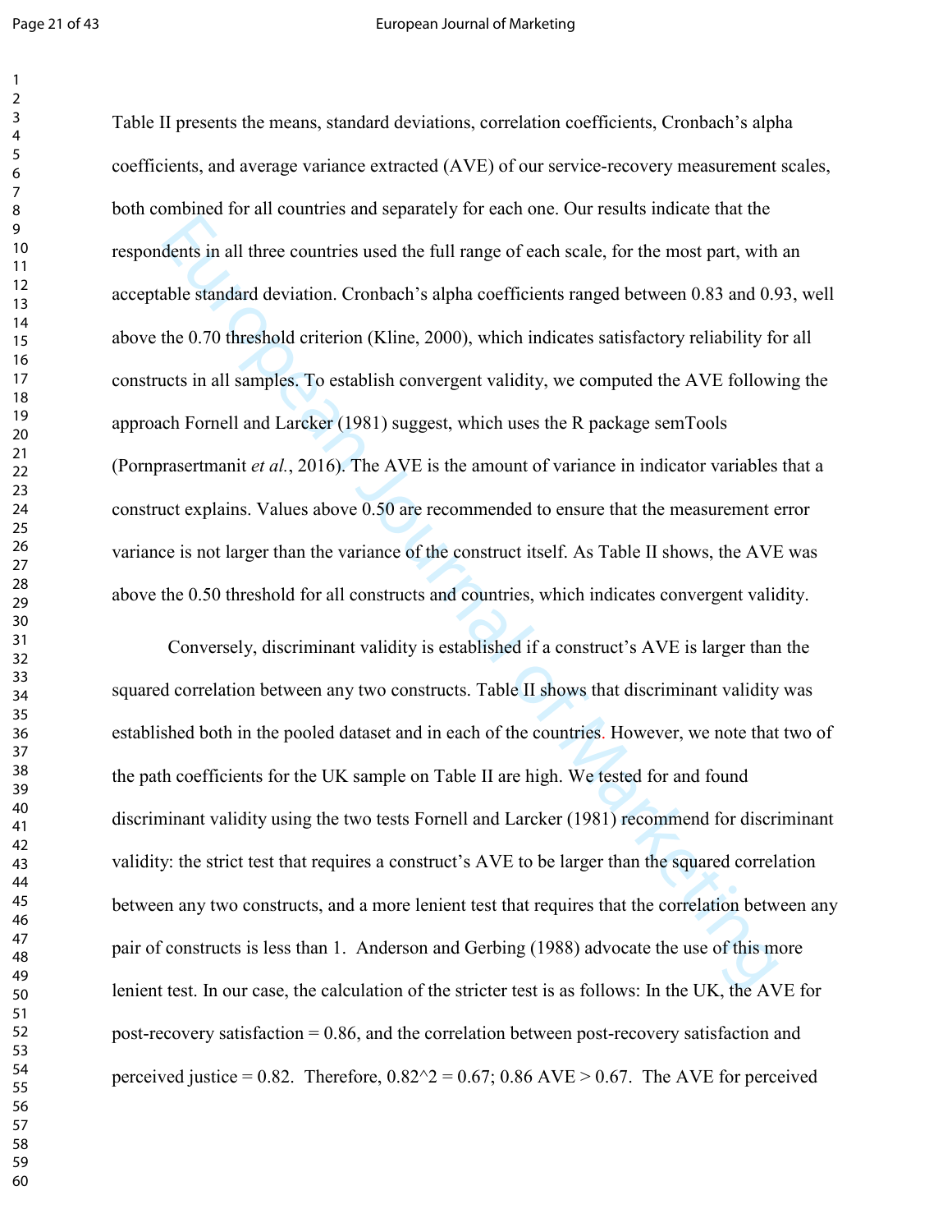Table II presents the means, standard deviations, correlation coefficients, Cronbach's alpha coefficients, and average variance extracted (AVE) of our service-recovery measurement scales, both combined for all countries and separately for each one. Our results indicate that the respondents in all three countries used the full range of each scale, for the most part, with an acceptable standard deviation. Cronbach's alpha coefficients ranged between 0.83 and 0.93, well above the 0.70 threshold criterion (Kline, 2000), which indicates satisfactory reliability for all constructs in all samples. To establish convergent validity, we computed the AVE following the approach Fornell and Larcker (1981) suggest, which uses the R package semTools (Pornprasertmanit *et al.*, 2016). The AVE is the amount of variance in indicator variables that a construct explains. Values above 0.50 are recommended to ensure that the measurement error variance is not larger than the variance of the construct itself. As Table II shows, the AVE was above the 0.50 threshold for all constructs and countries, which indicates convergent validity.

Conversely, discriminant validity is established if a construct's AVE is larger than the squared correlation between any two constructs. Table II shows that discriminant validity was established both in the pooled dataset and in each of the countries. However, we note that two of the path coefficients for the UK sample on Table II are high. We tested for and found discriminant validity using the two tests Fornell and Larcker (1981) recommend for discriminant validity: the strict test that requires a construct's AVE to be larger than the squared correlation between any two constructs, and a more lenient test that requires that the correlation between any pair of constructs is less than 1. Anderson and Gerbing (1988) advocate the use of this more lenient test. In our case, the calculation of the stricter test is as follows: In the UK, the AVE for post-recovery satisfaction = 0.86, and the correlation between post-recovery satisfaction and perceived justice = 0.82. Therefore, $0.82^2 = 0.67$; 0.86 AVE > 0.67. The AVE for perceived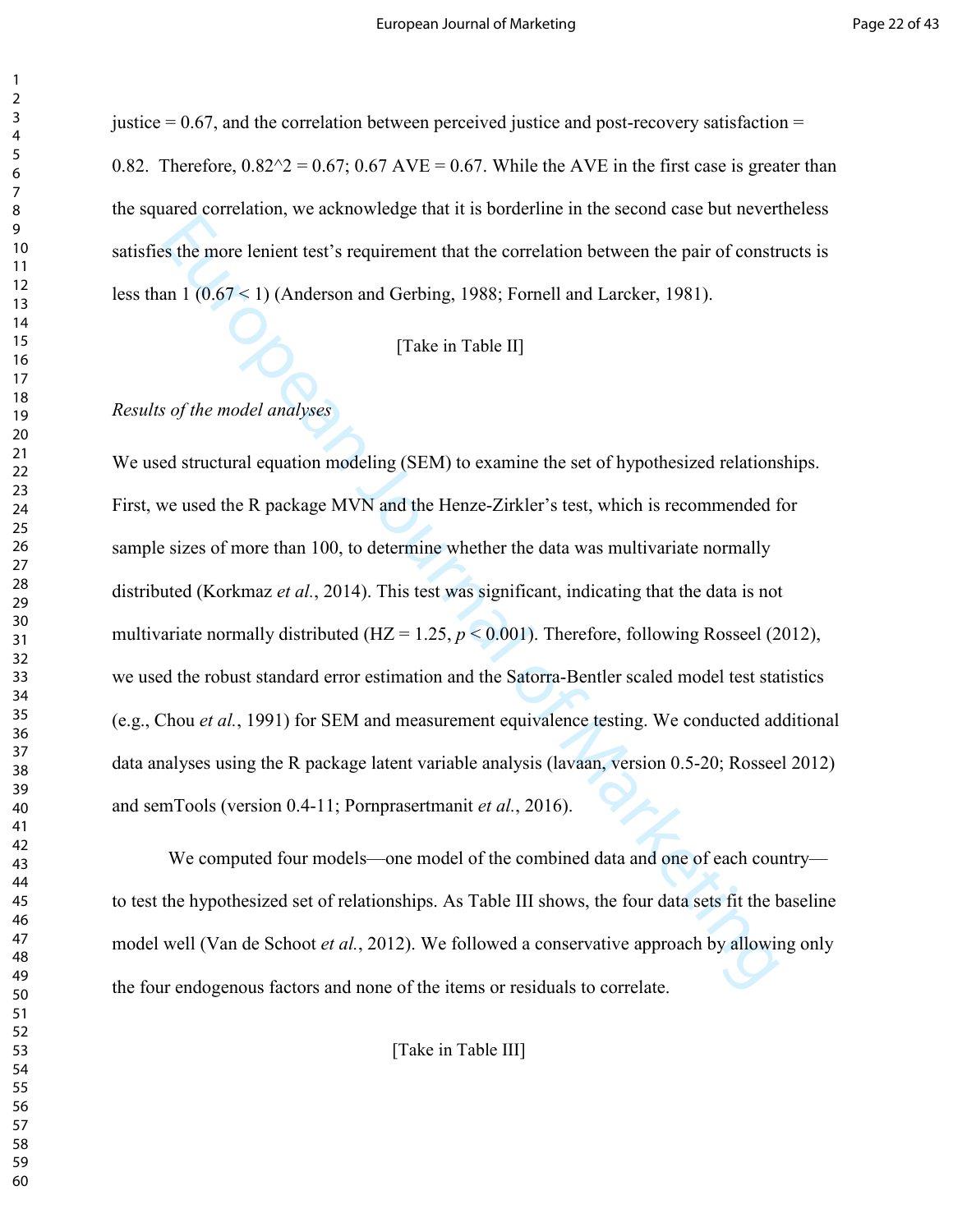justice = 0.67, and the correlation between perceived justice and post-recovery satisfaction = 0.82. Therefore, $0.82^2 = 0.67$; 0.67 AVE = 0.67. While the AVE in the first case is greater than the squared correlation, we acknowledge that it is borderline in the second case but nevertheless satisfies the more lenient test's requirement that the correlation between the pair of constructs is less than 1 ($0.67 < 1$) (Anderson and Gerbing, 1988; Fornell and Larcker, 1981).

[Take in Table II]

*Results of the model analyses*

We used structural equation modeling (SEM) to examine the set of hypothesized relationships. First, we used the R package MVN and the Henze-Zirkler's test, which is recommended for sample sizes of more than 100, to determine whether the data was multivariate normally distributed (Korkmaz *et al.*, 2014). This test was significant, indicating that the data is not multivariate normally distributed (HZ = 1.25, $p < 0.001$). Therefore, following Rosseel (2012), we used the robust standard error estimation and the Satorra-Bentler scaled model test statistics (e.g., Chou *et al.*, 1991) for SEM and measurement equivalence testing. We conducted additional data analyses using the R package latent variable analysis (lavaan, version 0.5-20; Rosseel 2012) and semTools (version 0.4-11; Pornprasertmanit *et al.*, 2016).

We computed four models—one model of the combined data and one of each country—to test the hypothesized set of relationships. As Table III shows, the four data sets fit the baseline model well (Van de Schoot *et al.*, 2012). We followed a conservative approach by allowing only the four endogenous factors and none of the items or residuals to correlate.

[Take in Table III]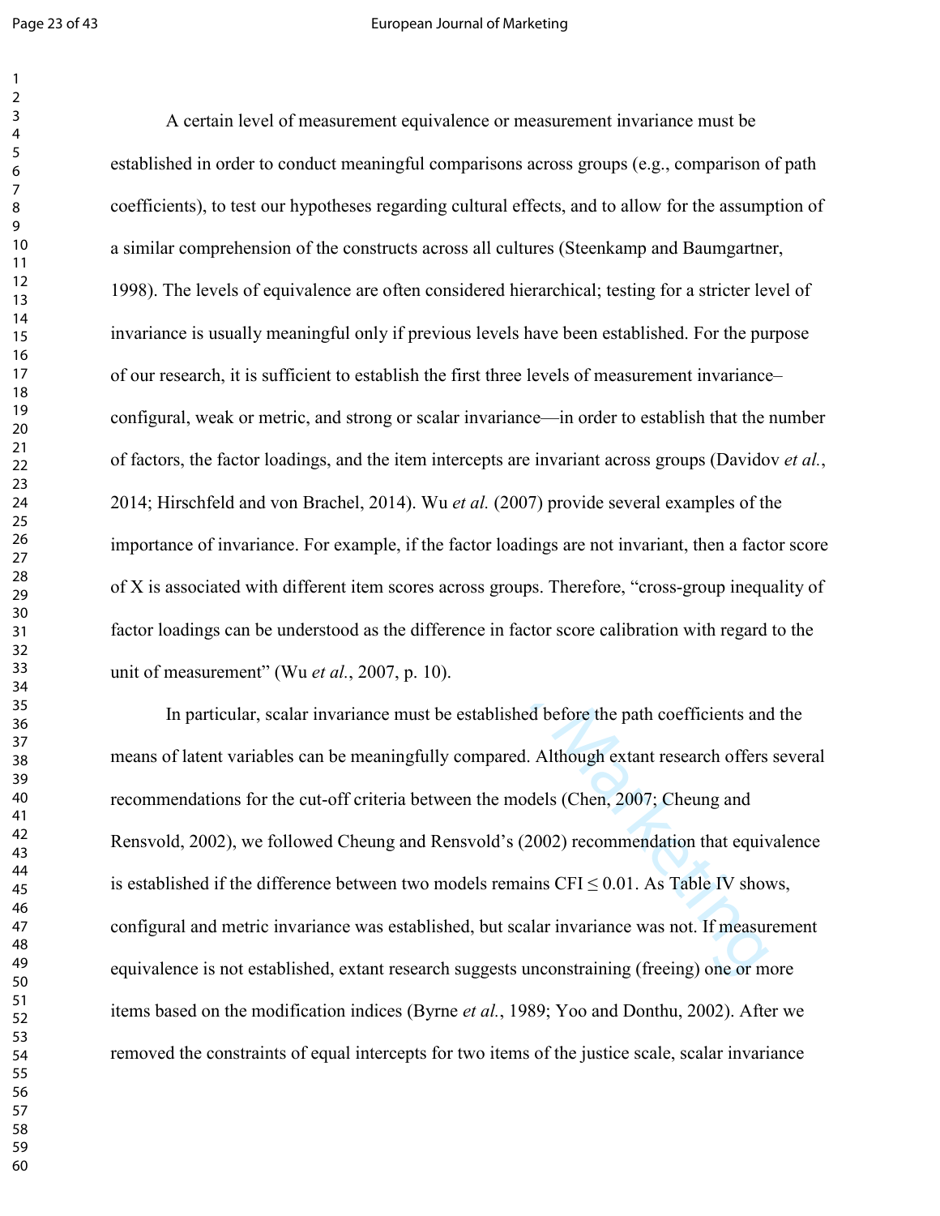A certain level of measurement equivalence or measurement invariance must be established in order to conduct meaningful comparisons across groups (e.g., comparison of path coefficients), to test our hypotheses regarding cultural effects, and to allow for the assumption of a similar comprehension of the constructs across all cultures (Steenkamp and Baumgartner, 1998). The levels of equivalence are often considered hierarchical; testing for a stricter level of invariance is usually meaningful only if previous levels have been established. For the purpose of our research, it is sufficient to establish the first three levels of measurement invariance– configural, weak or metric, and strong or scalar invariance—in order to establish that the number of factors, the factor loadings, and the item intercepts are invariant across groups (Davidov *et al.*, 2014; Hirschfeld and von Brachel, 2014). Wu *et al.* (2007) provide several examples of the importance of invariance. For example, if the factor loadings are not invariant, then a factor score of X is associated with different item scores across groups. Therefore, "cross-group inequality of factor loadings can be understood as the difference in factor score calibration with regard to the unit of measurement" (Wu *et al.*, 2007, p. 10).

In particular, scalar invariance must be established before the path coefficients and the means of latent variables can be meaningfully compared. Although extant research offers several recommendations for the cut-off criteria between the models (Chen, 2007; Cheung and Rensvold, 2002), we followed Cheung and Rensvold's (2002) recommendation that equivalence is established if the difference between two models remains CFI $\leq 0.01$. As Table IV shows, configural and metric invariance was established, but scalar invariance was not. If measurement equivalence is not established, extant research suggests unconstraining (freeing) one or more items based on the modification indices (Byrne *et al.*, 1989; Yoo and Donthu, 2002). After we removed the constraints of equal intercepts for two items of the justice scale, scalar invariance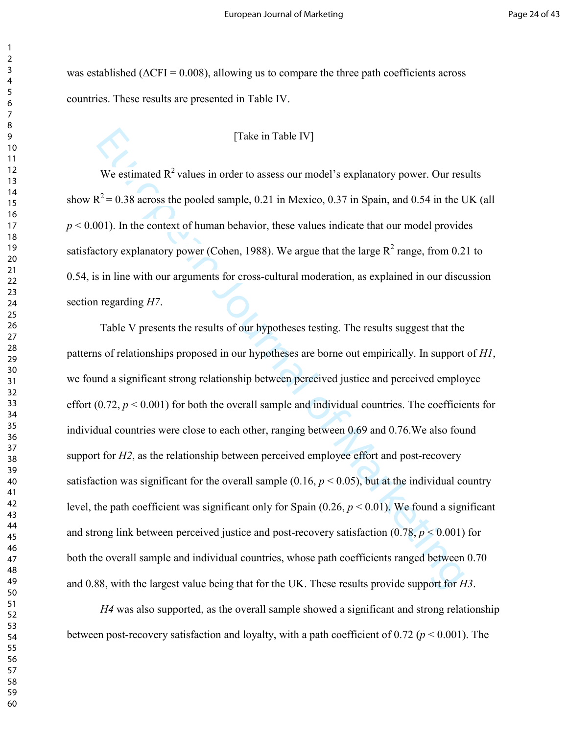was established (ΔCFI = 0.008), allowing us to compare the three path coefficients across countries. These results are presented in Table IV.

[Take in Table IV]

We estimated $R^2$ values in order to assess our model's explanatory power. Our results show $R^2 = 0.38$ across the pooled sample, 0.21 in Mexico, 0.37 in Spain, and 0.54 in the UK (all $p < 0.001$). In the context of human behavior, these values indicate that our model provides satisfactory explanatory power (Cohen, 1988). We argue that the large $R^2$ range, from 0.21 to 0.54, is in line with our arguments for cross-cultural moderation, as explained in our discussion section regarding *H7*.

Table V presents the results of our hypotheses testing. The results suggest that the patterns of relationships proposed in our hypotheses are borne out empirically. In support of *H1*, we found a significant strong relationship between perceived justice and perceived employee effort (0.72, $p < 0.001$) for both the overall sample and individual countries. The coefficients for individual countries were close to each other, ranging between 0.69 and 0.76.We also found support for *H2*, as the relationship between perceived employee effort and post-recovery satisfaction was significant for the overall sample (0.16, $p < 0.05$), but at the individual country level, the path coefficient was significant only for Spain (0.26, $p < 0.01$). We found a significant and strong link between perceived justice and post-recovery satisfaction (0.78, $p < 0.001$) for both the overall sample and individual countries, whose path coefficients ranged between 0.70 and 0.88, with the largest value being that for the UK. These results provide support for *H3*.

*H4* was also supported, as the overall sample showed a significant and strong relationship between post-recovery satisfaction and loyalty, with a path coefficient of 0.72 ($p < 0.001$). The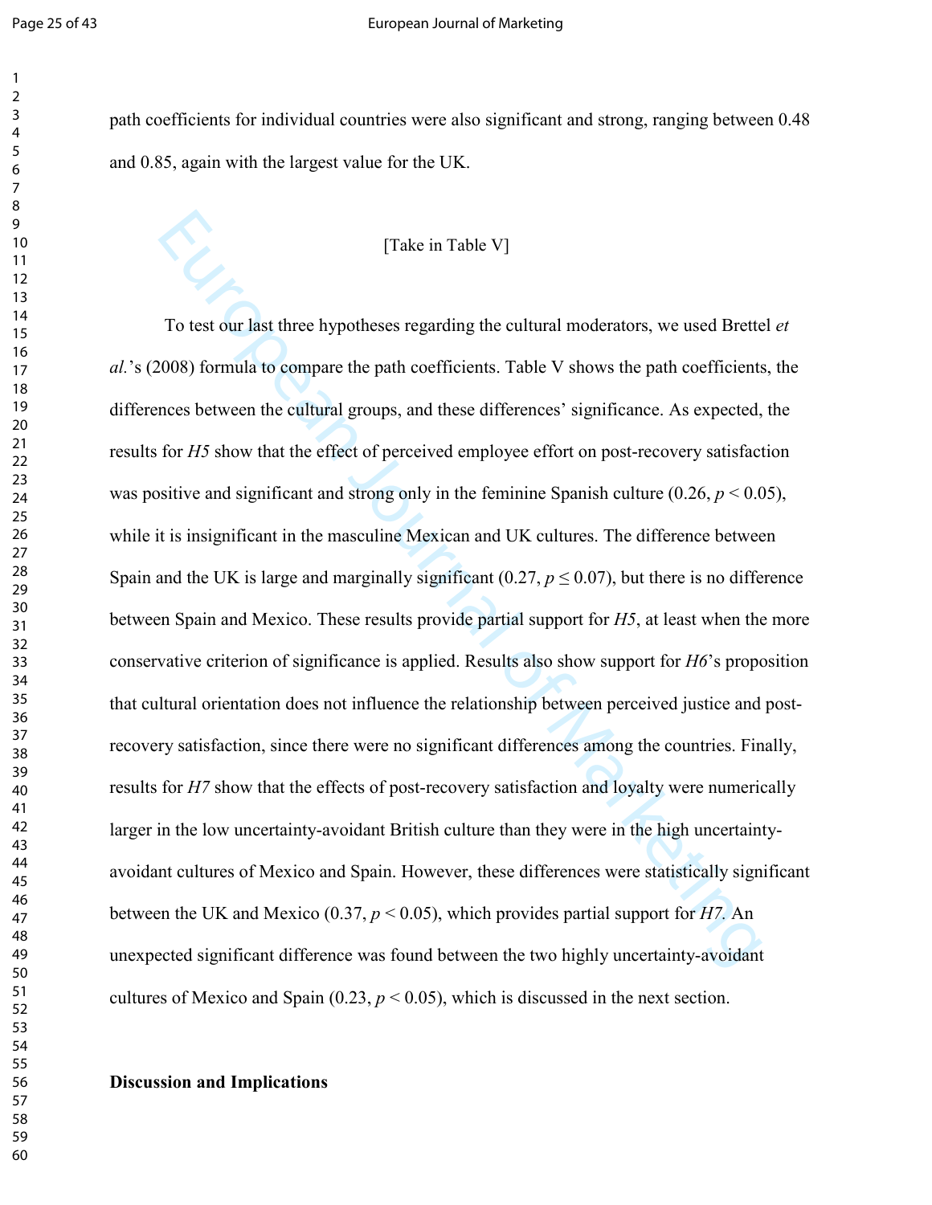path coefficients for individual countries were also significant and strong, ranging between 0.48 and 0.85, again with the largest value for the UK.

[Take in Table V]

To test our last three hypotheses regarding the cultural moderators, we used Brettel *et al.*'s (2008) formula to compare the path coefficients. Table V shows the path coefficients, the differences between the cultural groups, and these differences' significance. As expected, the results for *H5* show that the effect of perceived employee effort on post-recovery satisfaction was positive and significant and strong only in the feminine Spanish culture (0.26, $p < 0.05$), while it is insignificant in the masculine Mexican and UK cultures. The difference between Spain and the UK is large and marginally significant (0.27, $p \leq 0.07$), but there is no difference between Spain and Mexico. These results provide partial support for *H5*, at least when the more conservative criterion of significance is applied. Results also show support for *H6*'s proposition that cultural orientation does not influence the relationship between perceived justice and post-recovery satisfaction, since there were no significant differences among the countries. Finally, results for *H7* show that the effects of post-recovery satisfaction and loyalty were numerically larger in the low uncertainty-avoidant British culture than they were in the high uncertainty-avoidant cultures of Mexico and Spain. However, these differences were statistically significant between the UK and Mexico (0.37, $p < 0.05$), which provides partial support for *H7*. An unexpected significant difference was found between the two highly uncertainty-avoidant cultures of Mexico and Spain (0.23, $p < 0.05$), which is discussed in the next section.

**Discussion and Implications**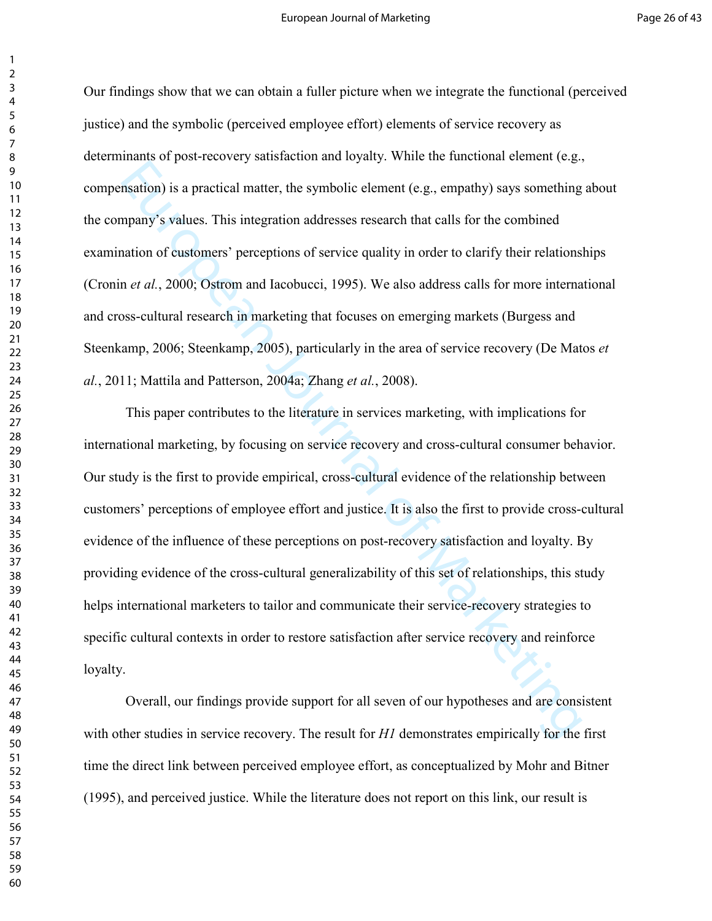Our findings show that we can obtain a fuller picture when we integrate the functional (perceived justice) and the symbolic (perceived employee effort) elements of service recovery as determinants of post-recovery satisfaction and loyalty. While the functional element (e.g., compensation) is a practical matter, the symbolic element (e.g., empathy) says something about the company's values. This integration addresses research that calls for the combined examination of customers' perceptions of service quality in order to clarify their relationships (Cronin *et al.*, 2000; Ostrom and Iacobucci, 1995). We also address calls for more international and cross-cultural research in marketing that focuses on emerging markets (Burgess and Steenkamp, 2006; Steenkamp, 2005), particularly in the area of service recovery (De Matos *et al.*, 2011; Mattila and Patterson, 2004a; Zhang *et al.*, 2008).

This paper contributes to the literature in services marketing, with implications for international marketing, by focusing on service recovery and cross-cultural consumer behavior. Our study is the first to provide empirical, cross-cultural evidence of the relationship between customers' perceptions of employee effort and justice. It is also the first to provide cross-cultural evidence of the influence of these perceptions on post-recovery satisfaction and loyalty. By providing evidence of the cross-cultural generalizability of this set of relationships, this study helps international marketers to tailor and communicate their service-recovery strategies to specific cultural contexts in order to restore satisfaction after service recovery and reinforce loyalty.

Overall, our findings provide support for all seven of our hypotheses and are consistent with other studies in service recovery. The result for *H1* demonstrates empirically for the first time the direct link between perceived employee effort, as conceptualized by Mohr and Bitner (1995), and perceived justice. While the literature does not report on this link, our result is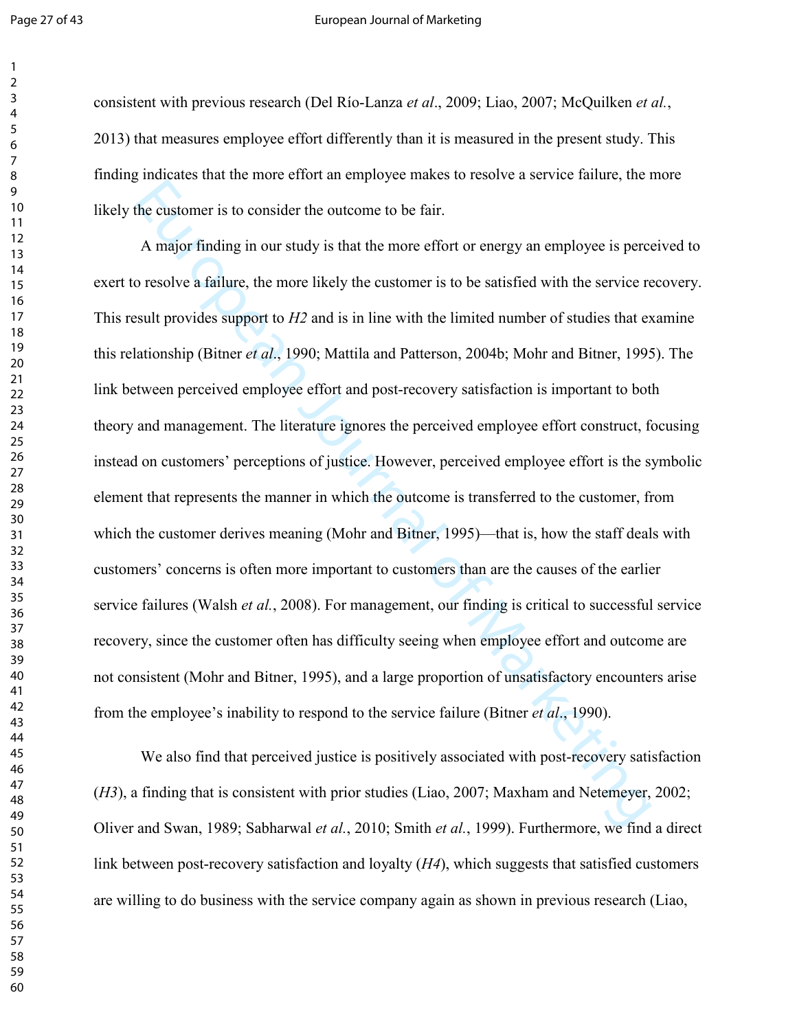consistent with previous research (Del Río-Lanza *et al*., 2009; Liao, 2007; McQuilken *et al.*, 2013) that measures employee effort differently than it is measured in the present study. This finding indicates that the more effort an employee makes to resolve a service failure, the more likely the customer is to consider the outcome to be fair.

A major finding in our study is that the more effort or energy an employee is perceived to exert to resolve a failure, the more likely the customer is to be satisfied with the service recovery. This result provides support to *H2* and is in line with the limited number of studies that examine this relationship (Bitner *et al*., 1990; Mattila and Patterson, 2004b; Mohr and Bitner, 1995). The link between perceived employee effort and post-recovery satisfaction is important to both theory and management. The literature ignores the perceived employee effort construct, focusing instead on customers' perceptions of justice. However, perceived employee effort is the symbolic element that represents the manner in which the outcome is transferred to the customer, from which the customer derives meaning (Mohr and Bitner, 1995)—that is, how the staff deals with customers' concerns is often more important to customers than are the causes of the earlier service failures (Walsh *et al.*, 2008). For management, our finding is critical to successful service recovery, since the customer often has difficulty seeing when employee effort and outcome are not consistent (Mohr and Bitner, 1995), and a large proportion of unsatisfactory encounters arise from the employee's inability to respond to the service failure (Bitner *et al*., 1990).

We also find that perceived justice is positively associated with post-recovery satisfaction (*H3*), a finding that is consistent with prior studies (Liao, 2007; Maxham and Netemeyer, 2002; Oliver and Swan, 1989; Sabharwal *et al.*, 2010; Smith *et al.*, 1999). Furthermore, we find a direct link between post-recovery satisfaction and loyalty (*H4*), which suggests that satisfied customers are willing to do business with the service company again as shown in previous research (Liao,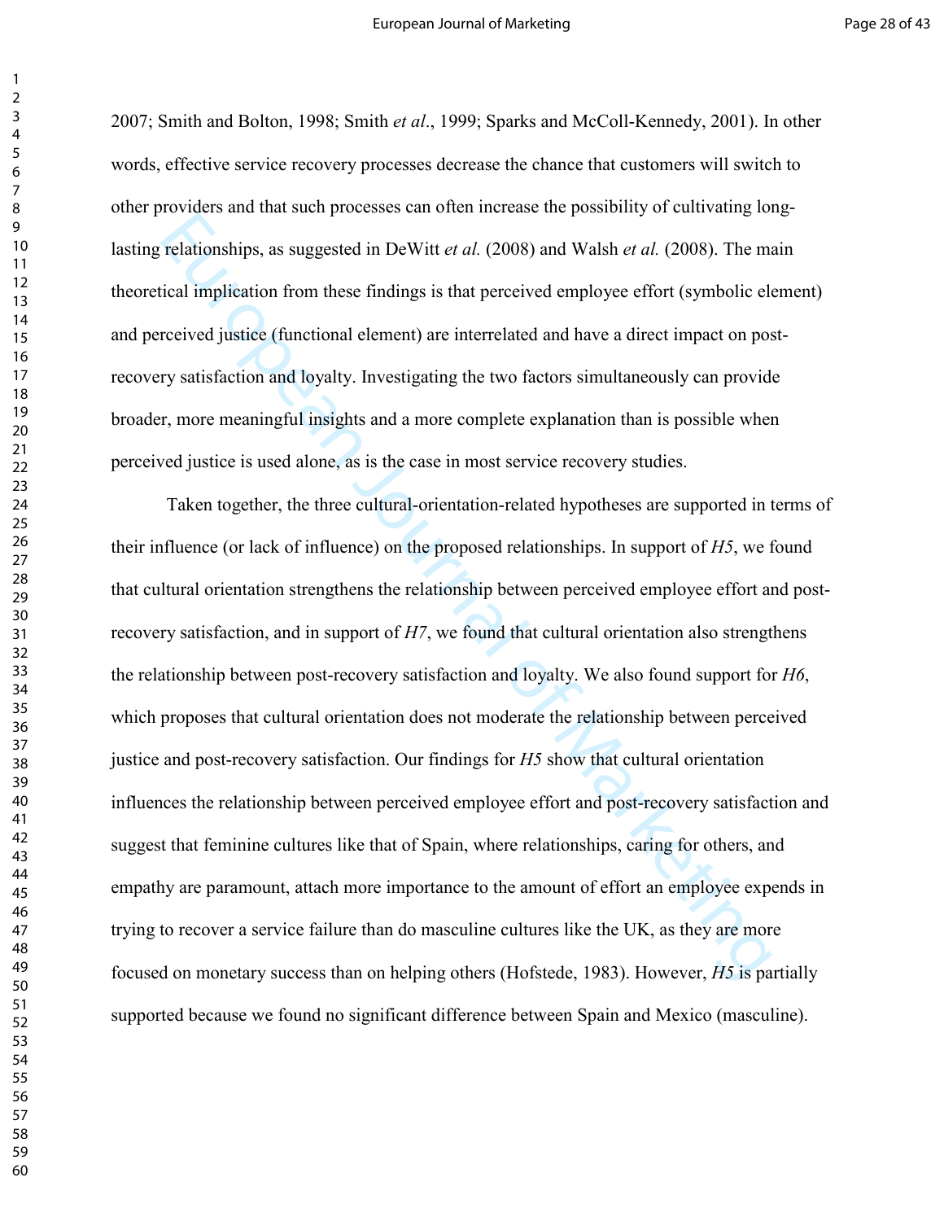2007; Smith and Bolton, 1998; Smith *et al*., 1999; Sparks and McColl-Kennedy, 2001). In other words, effective service recovery processes decrease the chance that customers will switch to other providers and that such processes can often increase the possibility of cultivating long-lasting relationships, as suggested in DeWitt *et al.* (2008) and Walsh *et al.* (2008). The main theoretical implication from these findings is that perceived employee effort (symbolic element) and perceived justice (functional element) are interrelated and have a direct impact on post-recovery satisfaction and loyalty. Investigating the two factors simultaneously can provide broader, more meaningful insights and a more complete explanation than is possible when perceived justice is used alone, as is the case in most service recovery studies.

Taken together, the three cultural-orientation-related hypotheses are supported in terms of their influence (or lack of influence) on the proposed relationships. In support of *H5*, we found that cultural orientation strengthens the relationship between perceived employee effort and post-recovery satisfaction, and in support of *H7*, we found that cultural orientation also strengthens the relationship between post-recovery satisfaction and loyalty. We also found support for *H6*, which proposes that cultural orientation does not moderate the relationship between perceived justice and post-recovery satisfaction. Our findings for *H5* show that cultural orientation influences the relationship between perceived employee effort and post-recovery satisfaction and suggest that feminine cultures like that of Spain, where relationships, caring for others, and empathy are paramount, attach more importance to the amount of effort an employee expends in trying to recover a service failure than do masculine cultures like the UK, as they are more focused on monetary success than on helping others (Hofstede, 1983). However, *H5* is partially supported because we found no significant difference between Spain and Mexico (masculine).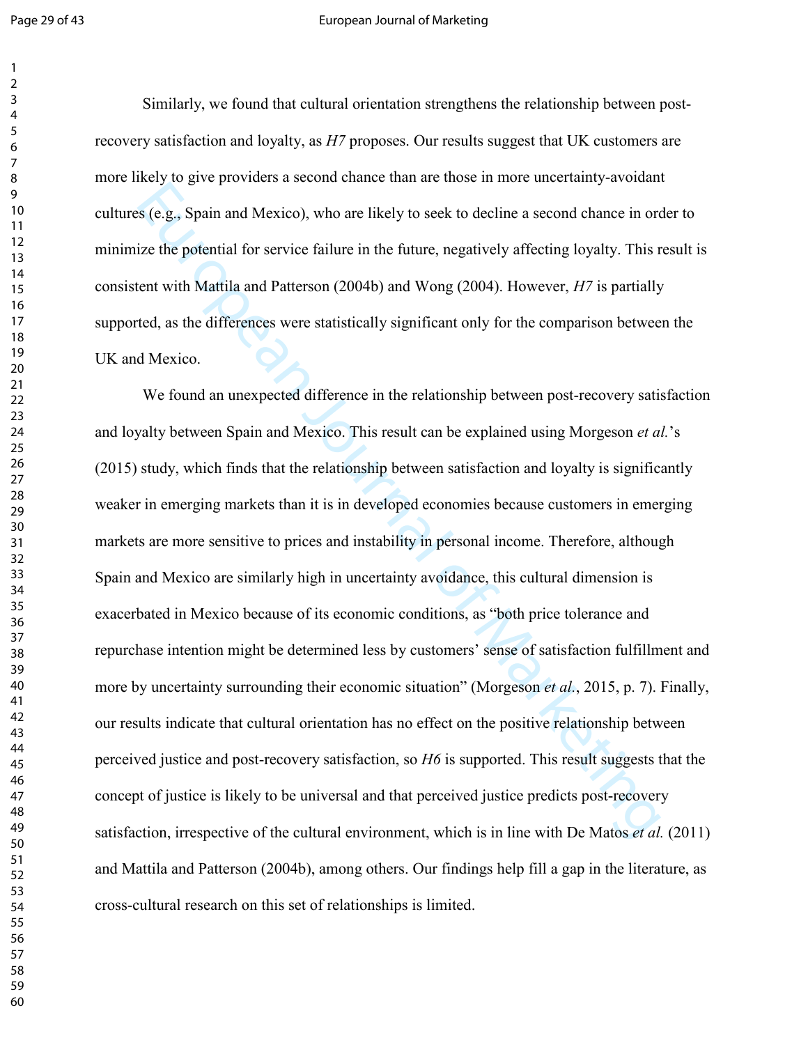Similarly, we found that cultural orientation strengthens the relationship between post-recovery satisfaction and loyalty, as *H7* proposes. Our results suggest that UK customers are more likely to give providers a second chance than are those in more uncertainty-avoidant cultures (e.g., Spain and Mexico), who are likely to seek to decline a second chance in order to minimize the potential for service failure in the future, negatively affecting loyalty. This result is consistent with Mattila and Patterson (2004b) and Wong (2004). However, *H7* is partially supported, as the differences were statistically significant only for the comparison between the UK and Mexico.

We found an unexpected difference in the relationship between post-recovery satisfaction and loyalty between Spain and Mexico. This result can be explained using Morgeson *et al.*'s (2015) study, which finds that the relationship between satisfaction and loyalty is significantly weaker in emerging markets than it is in developed economies because customers in emerging markets are more sensitive to prices and instability in personal income. Therefore, although Spain and Mexico are similarly high in uncertainty avoidance, this cultural dimension is exacerbated in Mexico because of its economic conditions, as "both price tolerance and repurchase intention might be determined less by customers' sense of satisfaction fulfillment and more by uncertainty surrounding their economic situation" (Morgeson *et al.*, 2015, p. 7). Finally, our results indicate that cultural orientation has no effect on the positive relationship between perceived justice and post-recovery satisfaction, so *H6* is supported. This result suggests that the concept of justice is likely to be universal and that perceived justice predicts post-recovery satisfaction, irrespective of the cultural environment, which is in line with De Matos *et al.* (2011) and Mattila and Patterson (2004b), among others. Our findings help fill a gap in the literature, as cross-cultural research on this set of relationships is limited.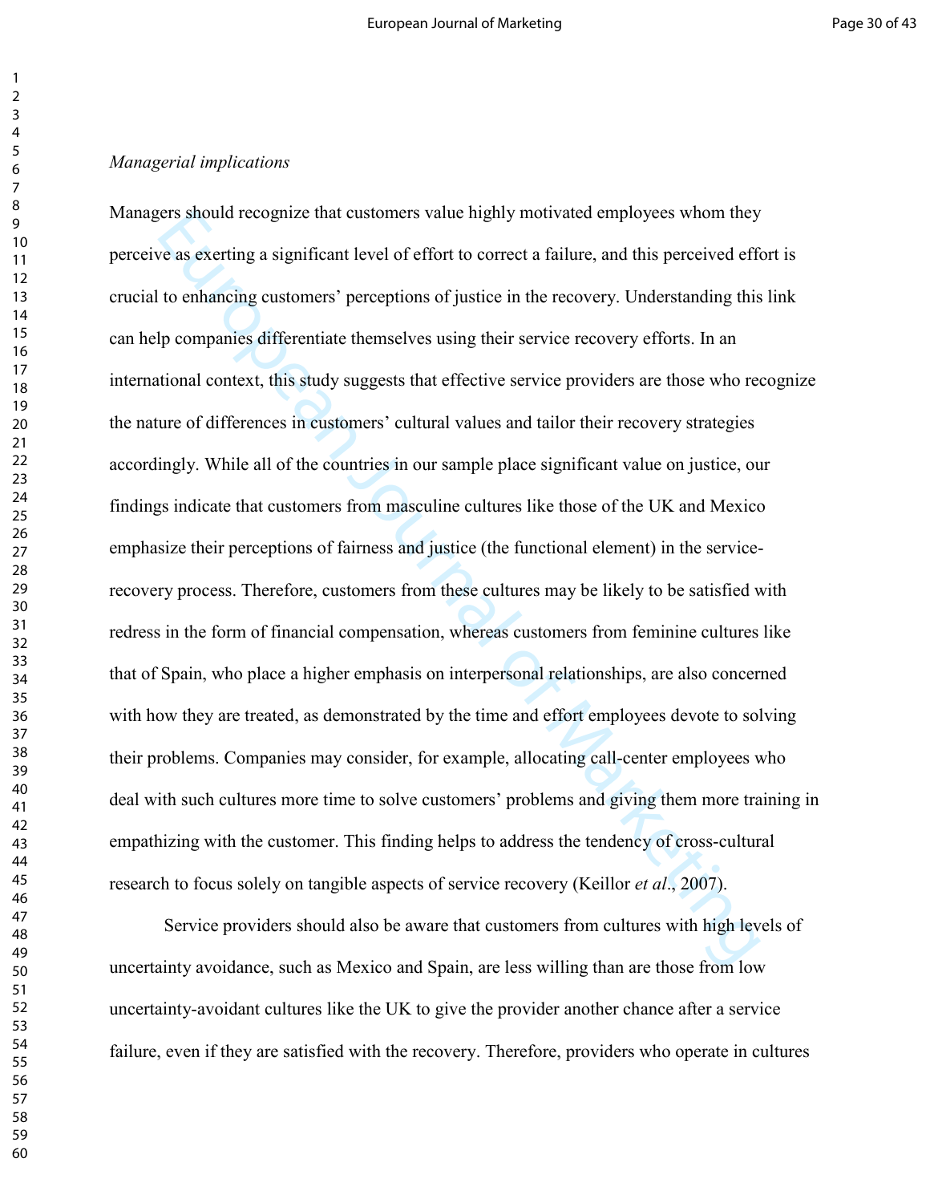*Managerial implications*

Managers should recognize that customers value highly motivated employees whom they perceive as exerting a significant level of effort to correct a failure, and this perceived effort is crucial to enhancing customers' perceptions of justice in the recovery. Understanding this link can help companies differentiate themselves using their service recovery efforts. In an international context, this study suggests that effective service providers are those who recognize the nature of differences in customers' cultural values and tailor their recovery strategies accordingly. While all of the countries in our sample place significant value on justice, our findings indicate that customers from masculine cultures like those of the UK and Mexico emphasize their perceptions of fairness and justice (the functional element) in the service-recovery process. Therefore, customers from these cultures may be likely to be satisfied with redress in the form of financial compensation, whereas customers from feminine cultures like that of Spain, who place a higher emphasis on interpersonal relationships, are also concerned with how they are treated, as demonstrated by the time and effort employees devote to solving their problems. Companies may consider, for example, allocating call-center employees who deal with such cultures more time to solve customers' problems and giving them more training in empathizing with the customer. This finding helps to address the tendency of cross-cultural research to focus solely on tangible aspects of service recovery (Keillor *et al*., 2007).

Service providers should also be aware that customers from cultures with high levels of uncertainty avoidance, such as Mexico and Spain, are less willing than are those from low uncertainty-avoidant cultures like the UK to give the provider another chance after a service failure, even if they are satisfied with the recovery. Therefore, providers who operate in cultures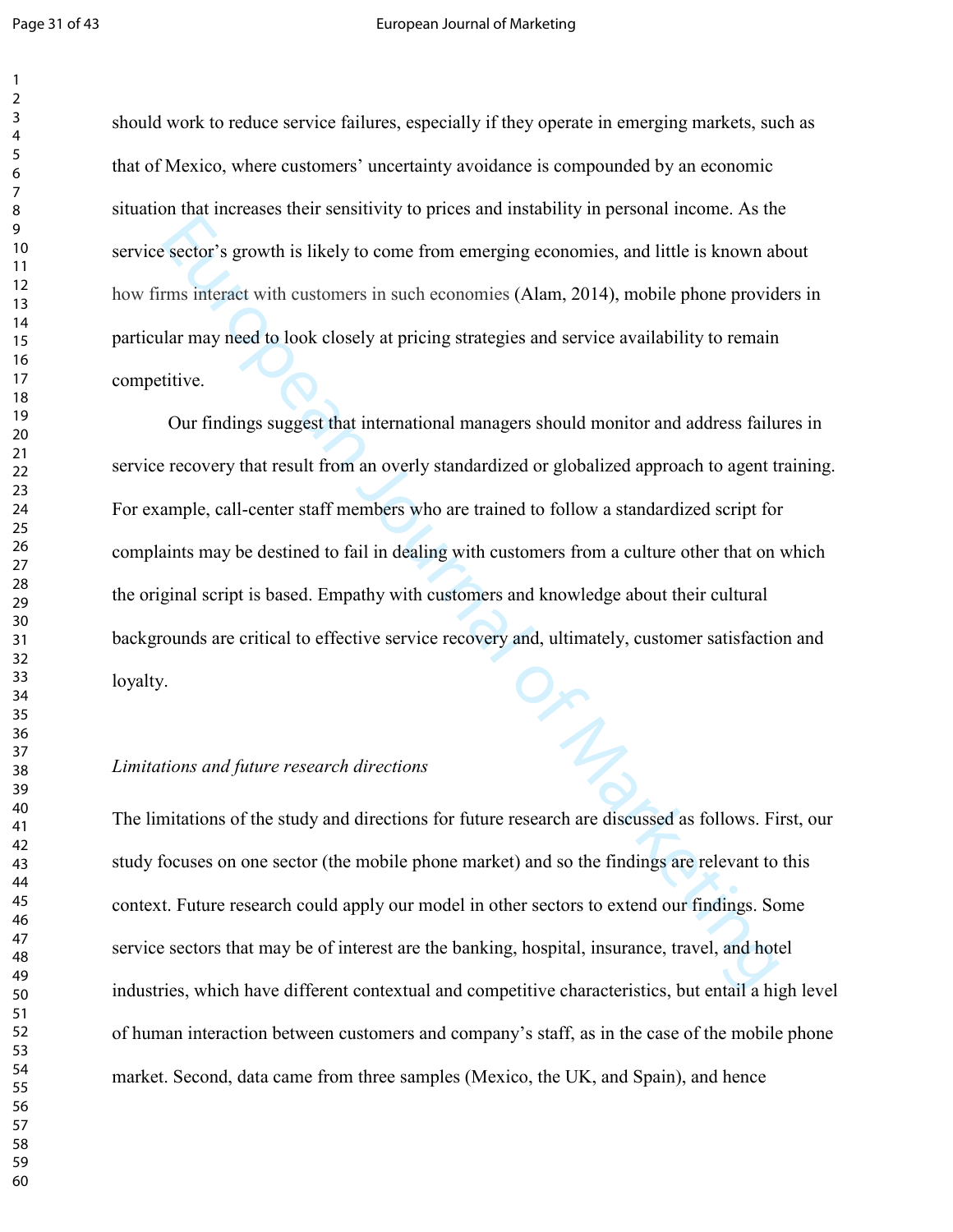should work to reduce service failures, especially if they operate in emerging markets, such as that of Mexico, where customers' uncertainty avoidance is compounded by an economic situation that increases their sensitivity to prices and instability in personal income. As the service sector's growth is likely to come from emerging economies, and little is known about how firms interact with customers in such economies (Alam, 2014), mobile phone providers in particular may need to look closely at pricing strategies and service availability to remain competitive.

Our findings suggest that international managers should monitor and address failures in service recovery that result from an overly standardized or globalized approach to agent training. For example, call-center staff members who are trained to follow a standardized script for complaints may be destined to fail in dealing with customers from a culture other that on which the original script is based. Empathy with customers and knowledge about their cultural backgrounds are critical to effective service recovery and, ultimately, customer satisfaction and loyalty.

### *Limitations and future research directions*

The limitations of the study and directions for future research are discussed as follows. First, our study focuses on one sector (the mobile phone market) and so the findings are relevant to this context. Future research could apply our model in other sectors to extend our findings. Some service sectors that may be of interest are the banking, hospital, insurance, travel, and hotel industries, which have different contextual and competitive characteristics, but entail a high level of human interaction between customers and company's staff, as in the case of the mobile phone market. Second, data came from three samples (Mexico, the UK, and Spain), and hence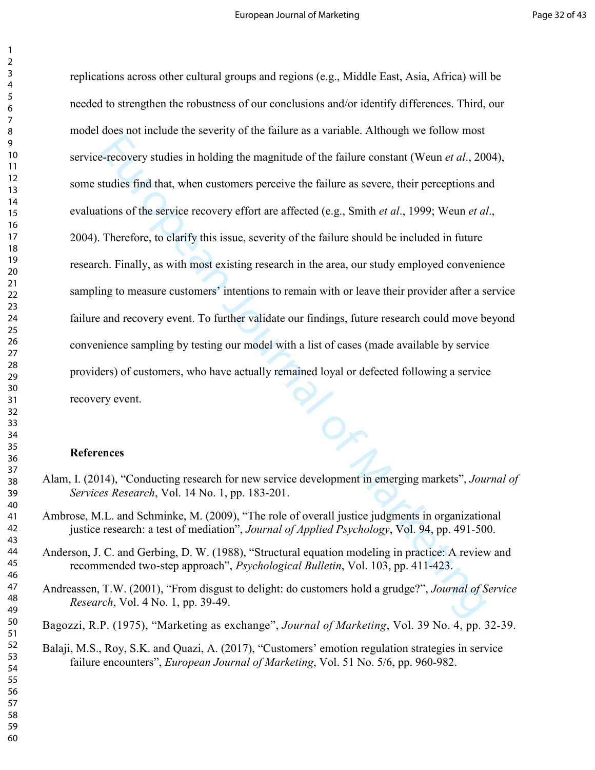replications across other cultural groups and regions (e.g., Middle East, Asia, Africa) will be needed to strengthen the robustness of our conclusions and/or identify differences. Third, our model does not include the severity of the failure as a variable. Although we follow most service-recovery studies in holding the magnitude of the failure constant (Weun *et al*., 2004), some studies find that, when customers perceive the failure as severe, their perceptions and evaluations of the service recovery effort are affected (e.g., Smith *et al*., 1999; Weun *et al*., 2004). Therefore, to clarify this issue, severity of the failure should be included in future research. Finally, as with most existing research in the area, our study employed convenience sampling to measure customers' intentions to remain with or leave their provider after a service failure and recovery event. To further validate our findings, future research could move beyond convenience sampling by testing our model with a list of cases (made available by service providers) of customers, who have actually remained loyal or defected following a service recovery event.

**References**

Alam, I. (2014), "Conducting research for new service development in emerging markets", *Journal of Services Research*, Vol. 14 No. 1, pp. 183-201.

Ambrose, M.L. and Schminke, M. (2009), "The role of overall justice judgments in organizational justice research: a test of mediation", *Journal of Applied Psychology*, Vol. 94, pp. 491-500.

Anderson, J. C. and Gerbing, D. W. (1988), "Structural equation modeling in practice: A review and recommended two-step approach", *Psychological Bulletin*, Vol. 103, pp. 411-423.

Andreassen, T.W. (2001), "From disgust to delight: do customers hold a grudge?", *Journal of Service Research*, Vol. 4 No. 1, pp. 39-49.

Bagozzi, R.P. (1975), "Marketing as exchange", *Journal of Marketing*, Vol. 39 No. 4, pp. 32-39.

Balaji, M.S., Roy, S.K. and Quazi, A. (2017), "Customers' emotion regulation strategies in service failure encounters", *European Journal of Marketing*, Vol. 51 No. 5/6, pp. 960-982.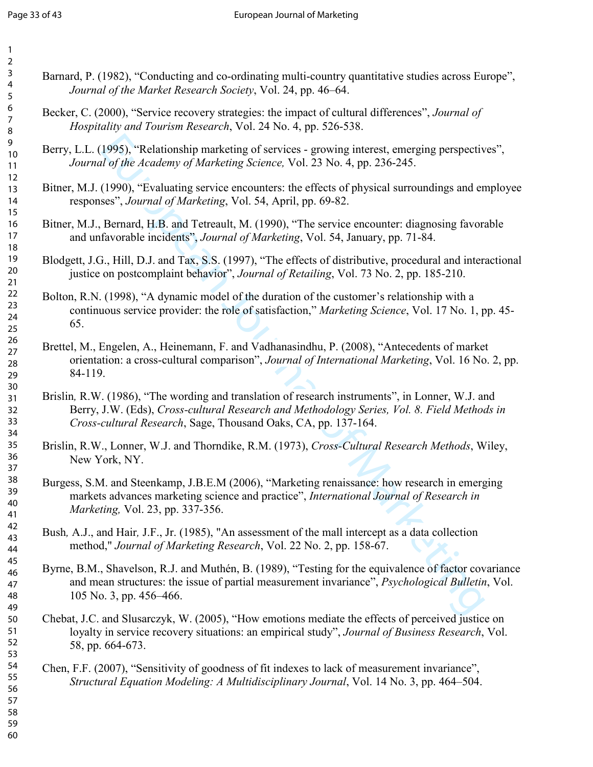Barnard, P. (1982), "Conducting and co-ordinating multi-country quantitative studies across Europe", *Journal of the Market Research Society*, Vol. 24, pp. 46–64.

Becker, C. (2000), "Service recovery strategies: the impact of cultural differences", *Journal of Hospitality and Tourism Research*, Vol. 24 No. 4, pp. 526-538.

Berry, L.L. (1995), "Relationship marketing of services - growing interest, emerging perspectives", *Journal of the Academy of Marketing Science,* Vol. 23 No. 4, pp. 236-245.

Bitner, M.J. (1990), "Evaluating service encounters: the effects of physical surroundings and employee responses", *Journal of Marketing*, Vol. 54, April, pp. 69-82.

Bitner, M.J., Bernard, H.B. and Tetreault, M. (1990), "The service encounter: diagnosing favorable and unfavorable incidents", *Journal of Marketing*, Vol. 54, January, pp. 71-84.

Blodgett, J.G., Hill, D.J. and Tax, S.S. (1997), "The effects of distributive, procedural and interactional justice on postcomplaint behavior", *Journal of Retailing*, Vol. 73 No. 2, pp. 185-210.

Bolton, R.N. (1998), "A dynamic model of the duration of the customer's relationship with a continuous service provider: the role of satisfaction," *Marketing Science*, Vol. 17 No. 1, pp. 45-65.

Brettel, M., Engelen, A., Heinemann, F. and Vadhanasindhu, P. (2008), "Antecedents of market orientation: a cross-cultural comparison", *Journal of International Marketing*, Vol. 16 No. 2, pp. 84-119.

Brislin, R.W. (1986), "The wording and translation of research instruments", in Lonner, W.J. and Berry, J.W. (Eds), *Cross-cultural Research and Methodology Series, Vol. 8. Field Methods in Cross-cultural Research*, Sage, Thousand Oaks, CA, pp. 137-164.

Brislin, R.W., Lonner, W.J. and Thorndike, R.M. (1973), *Cross-Cultural Research Methods*, Wiley, New York, NY.

Burgess, S.M. and Steenkamp, J.B.E.M (2006), "Marketing renaissance: how research in emerging markets advances marketing science and practice", *International Journal of Research in Marketing,* Vol. 23, pp. 337-356.

Bush, A.J., and Hair, J.F., Jr. (1985), "An assessment of the mall intercept as a data collection method," *Journal of Marketing Research*, Vol. 22 No. 2, pp. 158-67.

Byrne, B.M., Shavelson, R.J. and Muthén, B. (1989), "Testing for the equivalence of factor covariance and mean structures: the issue of partial measurement invariance", *Psychological Bulletin*, Vol. 105 No. 3, pp. 456–466.

Chebat, J.C. and Slusarczyk, W. (2005), "How emotions mediate the effects of perceived justice on loyalty in service recovery situations: an empirical study", *Journal of Business Research*, Vol. 58, pp. 664-673.

Chen, F.F. (2007), "Sensitivity of goodness of fit indexes to lack of measurement invariance", *Structural Equation Modeling: A Multidisciplinary Journal*, Vol. 14 No. 3, pp. 464–504.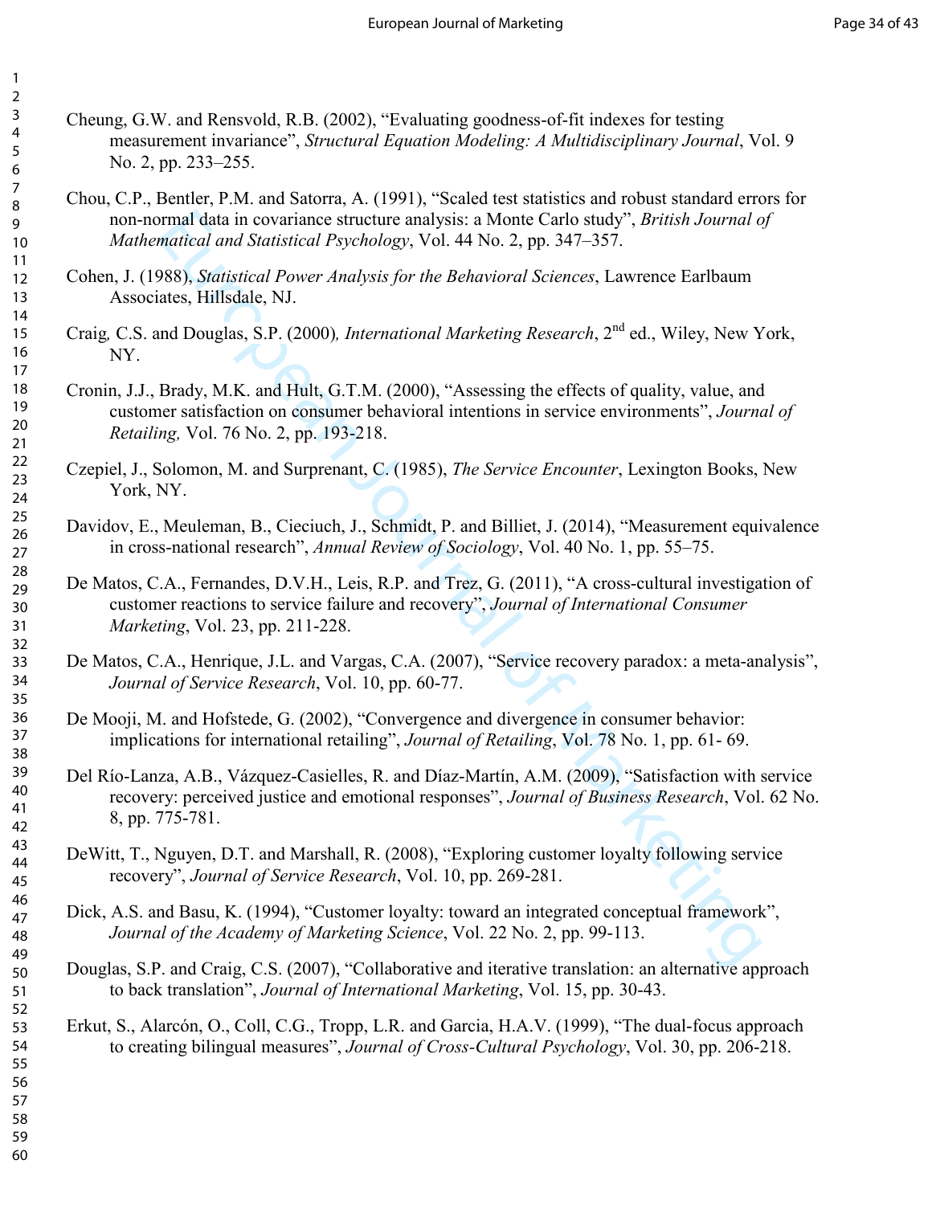Cheung, G.W. and Rensvold, R.B. (2002), "Evaluating goodness-of-fit indexes for testing measurement invariance", *Structural Equation Modeling: A Multidisciplinary Journal*, Vol. 9 No. 2, pp. 233–255.

Chou, C.P., Bentler, P.M. and Satorra, A. (1991), "Scaled test statistics and robust standard errors for non-normal data in covariance structure analysis: a Monte Carlo study", *British Journal of Mathematical and Statistical Psychology*, Vol. 44 No. 2, pp. 347–357.

Cohen, J. (1988), *Statistical Power Analysis for the Behavioral Sciences*, Lawrence Earlbaum Associates, Hillsdale, NJ.

Craig, C.S. and Douglas, S.P. (2000), *International Marketing Research*, 2nd ed., Wiley, New York, NY.

Cronin, J.J., Brady, M.K. and Hult, G.T.M. (2000), "Assessing the effects of quality, value, and customer satisfaction on consumer behavioral intentions in service environments", *Journal of Retailing,* Vol. 76 No. 2, pp. 193-218.

Czepiel, J., Solomon, M. and Surprenant, C. (1985), *The Service Encounter*, Lexington Books, New York, NY.

Davidov, E., Meuleman, B., Cieciuch, J., Schmidt, P. and Billiet, J. (2014), "Measurement equivalence in cross-national research", *Annual Review of Sociology*, Vol. 40 No. 1, pp. 55–75.

De Matos, C.A., Fernandes, D.V.H., Leis, R.P. and Trez, G. (2011), "A cross-cultural investigation of customer reactions to service failure and recovery", *Journal of International Consumer Marketing*, Vol. 23, pp. 211-228.

De Matos, C.A., Henrique, J.L. and Vargas, C.A. (2007), "Service recovery paradox: a meta-analysis", *Journal of Service Research*, Vol. 10, pp. 60-77.

De Mooji, M. and Hofstede, G. (2002), "Convergence and divergence in consumer behavior: implications for international retailing", *Journal of Retailing*, Vol. 78 No. 1, pp. 61- 69.

Del Río-Lanza, A.B., Vázquez-Casielles, R. and Díaz-Martín, A.M. (2009), "Satisfaction with service recovery: perceived justice and emotional responses", *Journal of Business Research*, Vol. 62 No. 8, pp. 775-781.

DeWitt, T., Nguyen, D.T. and Marshall, R. (2008), "Exploring customer loyalty following service recovery", *Journal of Service Research*, Vol. 10, pp. 269-281.

Dick, A.S. and Basu, K. (1994), "Customer loyalty: toward an integrated conceptual framework", *Journal of the Academy of Marketing Science*, Vol. 22 No. 2, pp. 99-113.

Douglas, S.P. and Craig, C.S. (2007), "Collaborative and iterative translation: an alternative approach to back translation", *Journal of International Marketing*, Vol. 15, pp. 30-43.

Erkut, S., Alarcón, O., Coll, C.G., Tropp, L.R. and Garcia, H.A.V. (1999), "The dual-focus approach to creating bilingual measures", *Journal of Cross-Cultural Psychology*, Vol. 30, pp. 206-218.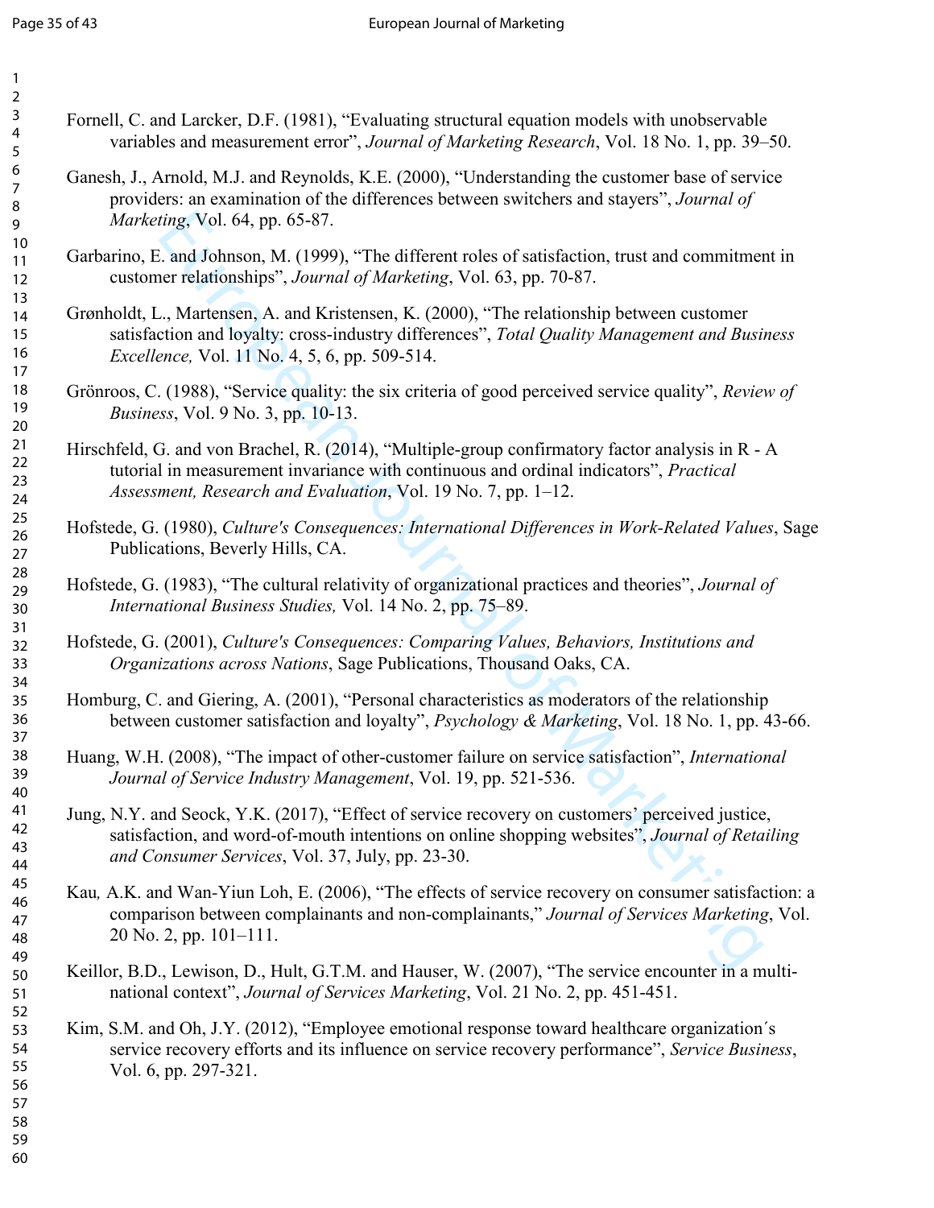Fornell, C. and Larcker, D.F. (1981), "Evaluating structural equation models with unobservable variables and measurement error", *Journal of Marketing Research*, Vol. 18 No. 1, pp. 39–50.

Ganesh, J., Arnold, M.J. and Reynolds, K.E. (2000), "Understanding the customer base of service providers: an examination of the differences between switchers and stayers", *Journal of Marketing*, Vol. 64, pp. 65-87.

Garbarino, E. and Johnson, M. (1999), "The different roles of satisfaction, trust and commitment in customer relationships", *Journal of Marketing*, Vol. 63, pp. 70-87.

Grønholdt, L., Martensen, A. and Kristensen, K. (2000), "The relationship between customer satisfaction and loyalty: cross-industry differences", *Total Quality Management and Business Excellence,* Vol. 11 No. 4, 5, 6, pp. 509-514.

Grönroos, C. (1988), "Service quality: the six criteria of good perceived service quality", *Review of Business*, Vol. 9 No. 3, pp. 10-13.

Hirschfeld, G. and von Brachel, R. (2014), "Multiple-group confirmatory factor analysis in R - A tutorial in measurement invariance with continuous and ordinal indicators", *Practical Assessment, Research and Evaluation*, Vol. 19 No. 7, pp. 1–12.

Hofstede, G. (1980), *Culture's Consequences: International Differences in Work-Related Values*, Sage Publications, Beverly Hills, CA.

Hofstede, G. (1983), "The cultural relativity of organizational practices and theories", *Journal of International Business Studies,* Vol. 14 No. 2, pp. 75–89.

Hofstede, G. (2001), *Culture's Consequences: Comparing Values, Behaviors, Institutions and Organizations across Nations*, Sage Publications, Thousand Oaks, CA.

Homburg, C. and Giering, A. (2001), "Personal characteristics as moderators of the relationship between customer satisfaction and loyalty", *Psychology & Marketing*, Vol. 18 No. 1, pp. 43-66.

Huang, W.H. (2008), "The impact of other-customer failure on service satisfaction", *International Journal of Service Industry Management*, Vol. 19, pp. 521-536.

Jung, N.Y. and Seock, Y.K. (2017), "Effect of service recovery on customers' perceived justice, satisfaction, and word-of-mouth intentions on online shopping websites", *Journal of Retailing and Consumer Services*, Vol. 37, July, pp. 23-30.

Kau*,* A.K. and Wan-Yiun Loh, E. (2006), "The effects of service recovery on consumer satisfaction: a comparison between complainants and non-complainants," *Journal of Services Marketing*, Vol. 20 No. 2, pp. 101–111.

Keillor, B.D., Lewison, D., Hult, G.T.M. and Hauser, W. (2007), "The service encounter in a multi-national context", *Journal of Services Marketing*, Vol. 21 No. 2, pp. 451-451.

Kim, S.M. and Oh, J.Y. (2012), "Employee emotional response toward healthcare organization´s service recovery efforts and its influence on service recovery performance", *Service Business*, Vol. 6, pp. 297-321.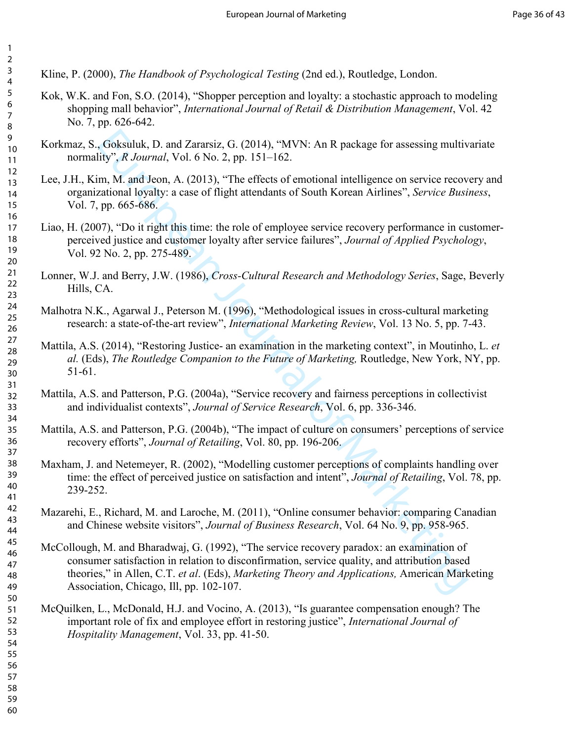Kline, P. (2000), *The Handbook of Psychological Testing* (2nd ed.), Routledge, London.

Kok, W.K. and Fon, S.O. (2014), "Shopper perception and loyalty: a stochastic approach to modeling shopping mall behavior", *International Journal of Retail & Distribution Management*, Vol. 42 No. 7, pp. 626-642.

Korkmaz, S., Goksuluk, D. and Zararsiz, G. (2014), "MVN: An R package for assessing multivariate normality", *R Journal*, Vol. 6 No. 2, pp. 151–162.

Lee, J.H., Kim, M. and Jeon, A. (2013), "The effects of emotional intelligence on service recovery and organizational loyalty: a case of flight attendants of South Korean Airlines", *Service Business*, Vol. 7, pp. 665-686.

Liao, H. (2007), "Do it right this time: the role of employee service recovery performance in customer-perceived justice and customer loyalty after service failures", *Journal of Applied Psychology*, Vol. 92 No. 2, pp. 275-489.

Lonner, W.J. and Berry, J.W. (1986), *Cross-Cultural Research and Methodology Series*, Sage, Beverly Hills, CA.

Malhotra N.K., Agarwal J., Peterson M. (1996), "Methodological issues in cross-cultural marketing research: a state-of-the-art review", *International Marketing Review*, Vol. 13 No. 5, pp. 7-43.

Mattila, A.S. (2014), "Restoring Justice- an examination in the marketing context", in Moutinho, L. *et al.* (Eds), *The Routledge Companion to the Future of Marketing,* Routledge, New York, NY, pp. 51-61.

Mattila, A.S. and Patterson, P.G. (2004a), "Service recovery and fairness perceptions in collectivist and individualist contexts", *Journal of Service Research*, Vol. 6, pp. 336-346.

Mattila, A.S. and Patterson, P.G. (2004b), "The impact of culture on consumers' perceptions of service recovery efforts", *Journal of Retailing*, Vol. 80, pp. 196-206.

Maxham, J. and Netemeyer, R. (2002), "Modelling customer perceptions of complaints handling over time: the effect of perceived justice on satisfaction and intent", *Journal of Retailing*, Vol. 78, pp. 239-252.

Mazarehi, E., Richard, M. and Laroche, M. (2011), "Online consumer behavior: comparing Canadian and Chinese website visitors", *Journal of Business Research*, Vol. 64 No. 9, pp. 958-965.

McCollough, M. and Bharadwaj, G. (1992), "The service recovery paradox: an examination of consumer satisfaction in relation to disconfirmation, service quality, and attribution based theories," in Allen, C.T. *et al*. (Eds), *Marketing Theory and Applications,* American Marketing Association, Chicago, Ill, pp. 102-107.

McQuilken, L., McDonald, H.J. and Vocino, A. (2013), "Is guarantee compensation enough? The important role of fix and employee effort in restoring justice", *International Journal of Hospitality Management*, Vol. 33, pp. 41-50.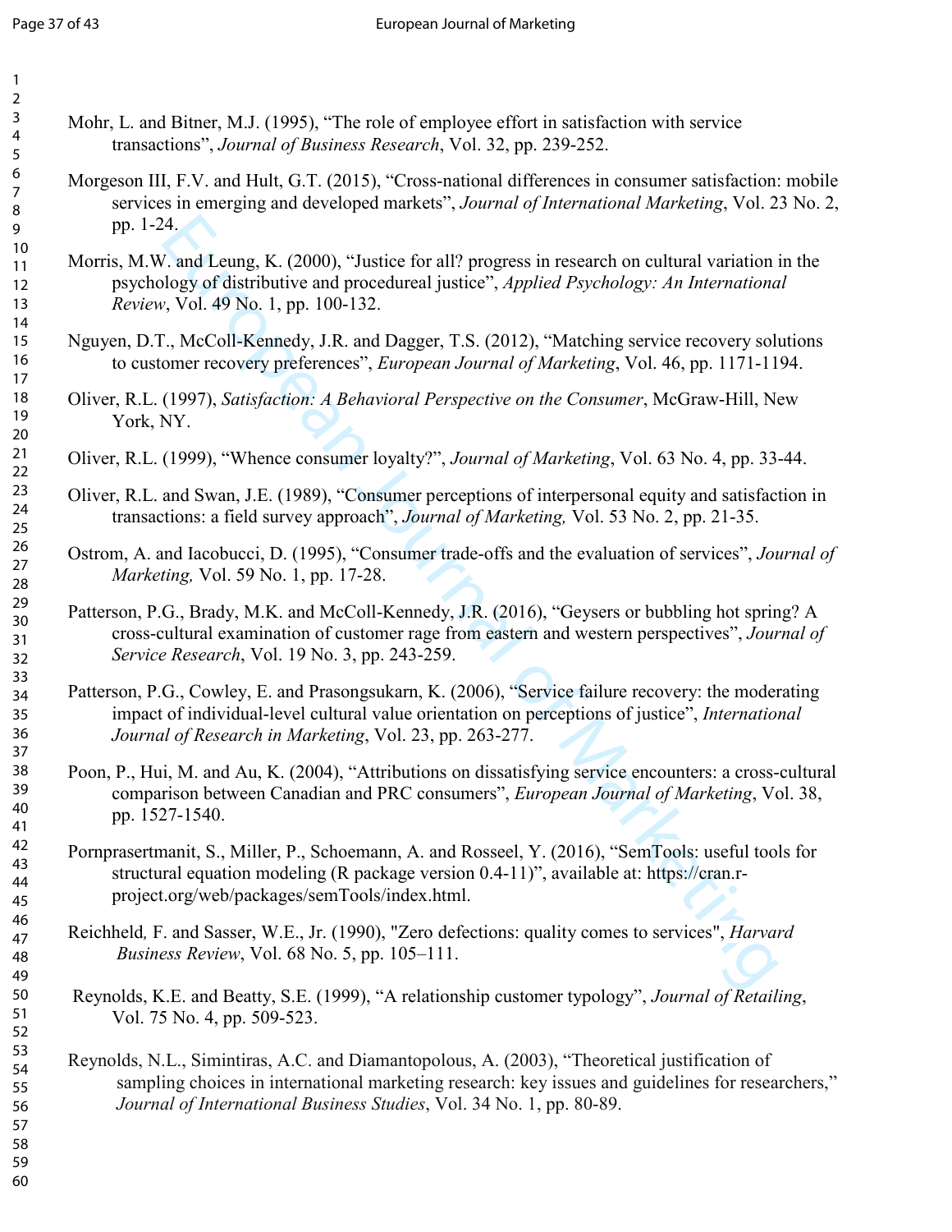Mohr, L. and Bitner, M.J. (1995), "The role of employee effort in satisfaction with service transactions", *Journal of Business Research*, Vol. 32, pp. 239-252.

Morgeson III, F.V. and Hult, G.T. (2015), "Cross-national differences in consumer satisfaction: mobile services in emerging and developed markets", *Journal of International Marketing*, Vol. 23 No. 2, pp. 1-24.

Morris, M.W. and Leung, K. (2000), "Justice for all? progress in research on cultural variation in the psychology of distributive and procedureal justice", *Applied Psychology: An International Review*, Vol. 49 No. 1, pp. 100-132.

Nguyen, D.T., McColl-Kennedy, J.R. and Dagger, T.S. (2012), "Matching service recovery solutions to customer recovery preferences", *European Journal of Marketing*, Vol. 46, pp. 1171-1194.

Oliver, R.L. (1997), *Satisfaction: A Behavioral Perspective on the Consumer*, McGraw-Hill, New York, NY.

Oliver, R.L. (1999), "Whence consumer loyalty?", *Journal of Marketing*, Vol. 63 No. 4, pp. 33-44.

Oliver, R.L. and Swan, J.E. (1989), "Consumer perceptions of interpersonal equity and satisfaction in transactions: a field survey approach", *Journal of Marketing,* Vol. 53 No. 2, pp. 21-35.

Ostrom, A. and Iacobucci, D. (1995), "Consumer trade-offs and the evaluation of services", *Journal of Marketing,* Vol. 59 No. 1, pp. 17-28.

Patterson, P.G., Brady, M.K. and McColl-Kennedy, J.R. (2016), "Geysers or bubbling hot spring? A cross-cultural examination of customer rage from eastern and western perspectives", *Journal of Service Research*, Vol. 19 No. 3, pp. 243-259.

Patterson, P.G., Cowley, E. and Prasongsukarn, K. (2006), "Service failure recovery: the moderating impact of individual-level cultural value orientation on perceptions of justice", *International Journal of Research in Marketing*, Vol. 23, pp. 263-277.

Poon, P., Hui, M. and Au, K. (2004), "Attributions on dissatisfying service encounters: a cross-cultural comparison between Canadian and PRC consumers", *European Journal of Marketing*, Vol. 38, pp. 1527-1540.

Pornprasertmanit, S., Miller, P., Schoemann, A. and Rosseel, Y. (2016), "SemTools: useful tools for structural equation modeling (R package version 0.4-11)", available at: https://cran.r-project.org/web/packages/semTools/index.html.

Reichheld, F. and Sasser, W.E., Jr. (1990), "Zero defections: quality comes to services", *Harvard Business Review*, Vol. 68 No. 5, pp. 105–111.

Reynolds, K.E. and Beatty, S.E. (1999), "A relationship customer typology", *Journal of Retailing*, Vol. 75 No. 4, pp. 509-523.

Reynolds, N.L., Simintiras, A.C. and Diamantopolous, A. (2003), "Theoretical justification of sampling choices in international marketing research: key issues and guidelines for researchers," *Journal of International Business Studies*, Vol. 34 No. 1, pp. 80-89.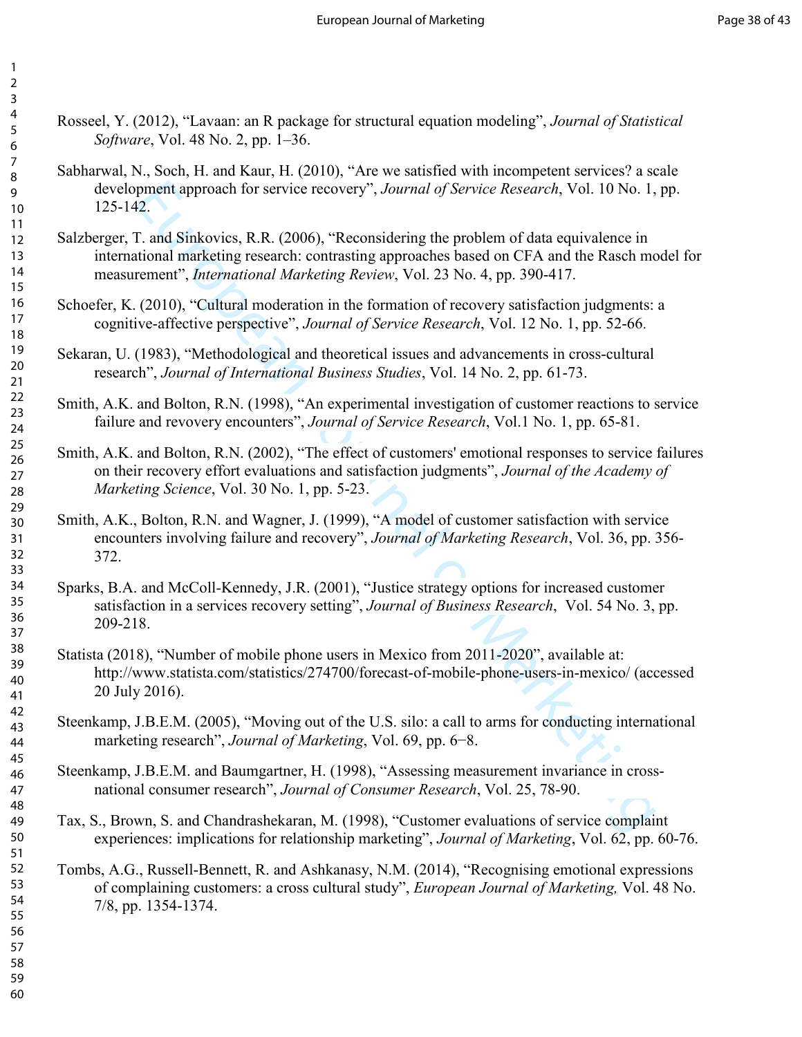Rosseel, Y. (2012), "Lavaan: an R package for structural equation modeling", *Journal of Statistical Software*, Vol. 48 No. 2, pp. 1–36.

Sabharwal, N., Soch, H. and Kaur, H. (2010), "Are we satisfied with incompetent services? a scale development approach for service recovery", *Journal of Service Research*, Vol. 10 No. 1, pp. 125-142.

Salzberger, T. and Sinkovics, R.R. (2006), "Reconsidering the problem of data equivalence in international marketing research: contrasting approaches based on CFA and the Rasch model for measurement", *International Marketing Review*, Vol. 23 No. 4, pp. 390-417.

Schoefer, K. (2010), "Cultural moderation in the formation of recovery satisfaction judgments: a cognitive-affective perspective", *Journal of Service Research*, Vol. 12 No. 1, pp. 52-66.

Sekaran, U. (1983), "Methodological and theoretical issues and advancements in cross-cultural research", *Journal of International Business Studies*, Vol. 14 No. 2, pp. 61-73.

Smith, A.K. and Bolton, R.N. (1998), "An experimental investigation of customer reactions to service failure and revovery encounters", *Journal of Service Research*, Vol.1 No. 1, pp. 65-81.

Smith, A.K. and Bolton, R.N. (2002), "The effect of customers' emotional responses to service failures on their recovery effort evaluations and satisfaction judgments", *Journal of the Academy of Marketing Science*, Vol. 30 No. 1, pp. 5-23.

Smith, A.K., Bolton, R.N. and Wagner, J. (1999), "A model of customer satisfaction with service encounters involving failure and recovery", *Journal of Marketing Research*, Vol. 36, pp. 356-372.

Sparks, B.A. and McColl-Kennedy, J.R. (2001), "Justice strategy options for increased customer satisfaction in a services recovery setting", *Journal of Business Research*, Vol. 54 No. 3, pp. 209-218.

Statista (2018), "Number of mobile phone users in Mexico from 2011-2020", available at: http://www.statista.com/statistics/274700/forecast-of-mobile-phone-users-in-mexico/ (accessed 20 July 2016).

Steenkamp, J.B.E.M. (2005), "Moving out of the U.S. silo: a call to arms for conducting international marketing research", *Journal of Marketing*, Vol. 69, pp. 6−8.

Steenkamp, J.B.E.M. and Baumgartner, H. (1998), "Assessing measurement invariance in cross-national consumer research", *Journal of Consumer Research*, Vol. 25, 78-90.

Tax, S., Brown, S. and Chandrashekaran, M. (1998), "Customer evaluations of service complaint experiences: implications for relationship marketing", *Journal of Marketing*, Vol. 62, pp. 60-76.

Tombs, A.G., Russell-Bennett, R. and Ashkanasy, N.M. (2014), "Recognising emotional expressions of complaining customers: a cross cultural study", *European Journal of Marketing,* Vol. 48 No. 7/8, pp. 1354-1374.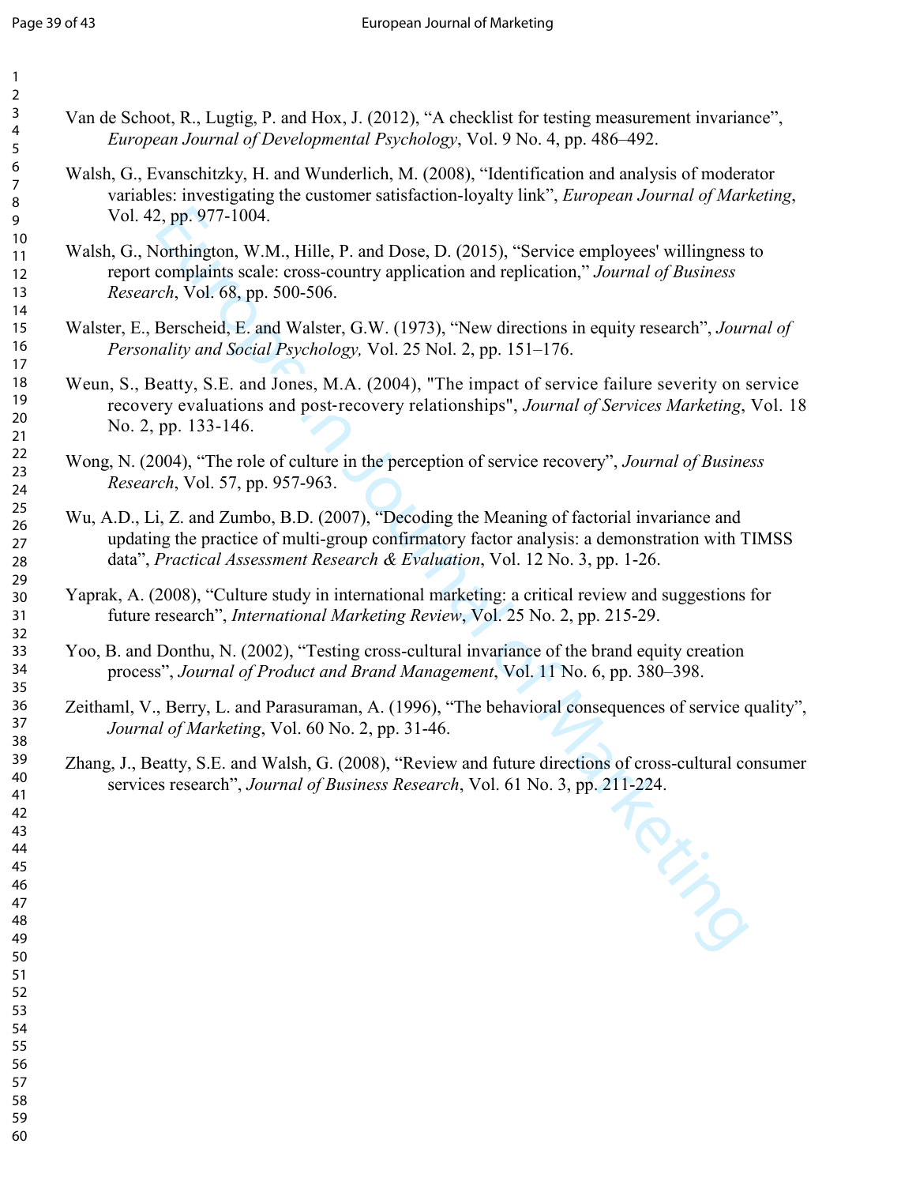Van de Schoot, R., Lugtig, P. and Hox, J. (2012), “A checklist for testing measurement invariance”, *European Journal of Developmental Psychology*, Vol. 9 No. 4, pp. 486–492.

Walsh, G., Evanschitzky, H. and Wunderlich, M. (2008), “Identification and analysis of moderator variables: investigating the customer satisfaction-loyalty link”, *European Journal of Marketing*, Vol. 42, pp. 977-1004.

Walsh, G., Northington, W.M., Hille, P. and Dose, D. (2015), “Service employees' willingness to report complaints scale: cross-country application and replication,” *Journal of Business Research*, Vol. 68, pp. 500-506.

Walster, E., Berscheid, E. and Walster, G.W. (1973), “New directions in equity research”, *Journal of Personality and Social Psychology,* Vol. 25 Nol. 2, pp. 151–176.

Weun, S., Beatty, S.E. and Jones, M.A. (2004), "The impact of service failure severity on service recovery evaluations and post-recovery relationships", *Journal of Services Marketing*, Vol. 18 No. 2, pp. 133-146.

Wong, N. (2004), “The role of culture in the perception of service recovery”, *Journal of Business Research*, Vol. 57, pp. 957-963.

Wu, A.D., Li, Z. and Zumbo, B.D. (2007), “Decoding the Meaning of factorial invariance and updating the practice of multi-group confirmatory factor analysis: a demonstration with TIMSS data”, *Practical Assessment Research & Evaluation*, Vol. 12 No. 3, pp. 1-26.

Yaprak, A. (2008), “Culture study in international marketing: a critical review and suggestions for future research”, *International Marketing Review*, Vol. 25 No. 2, pp. 215-29.

Yoo, B. and Donthu, N. (2002), “Testing cross-cultural invariance of the brand equity creation process”, *Journal of Product and Brand Management*, Vol. 11 No. 6, pp. 380–398.

Zeithaml, V., Berry, L. and Parasuraman, A. (1996), “The behavioral consequences of service quality”, *Journal of Marketing*, Vol. 60 No. 2, pp. 31-46.

Zhang, J., Beatty, S.E. and Walsh, G. (2008), “Review and future directions of cross-cultural consumer services research”, *Journal of Business Research*, Vol. 61 No. 3, pp. 211-224.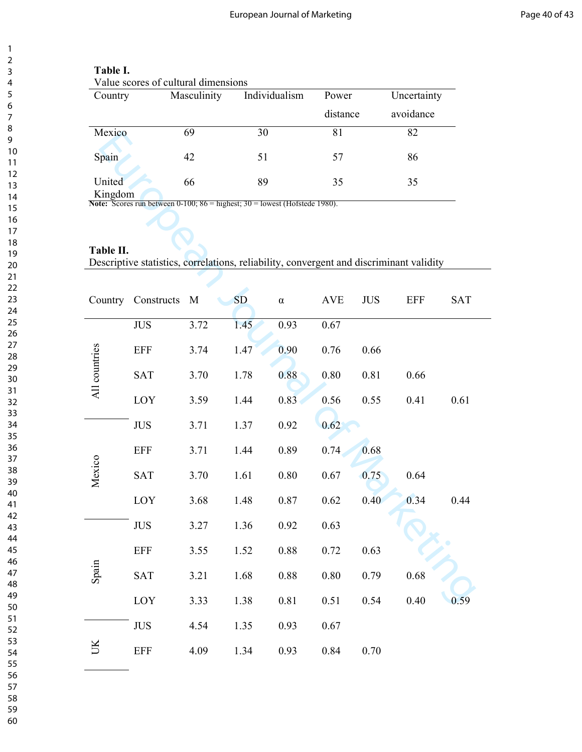**Table I.**
Value scores of cultural dimensions

| Country | Masculinity | Individualism | Power distance | Uncertainty avoidance |
|---|---|---|---|---|
| Mexico | 69 | 30 | 81 | 82 |
| Spain | 42 | 51 | 57 | 86 |
| United Kingdom | 66 | 89 | 35 | 35 |

**Note:** Scores run between 0-100; 86 = highest; 30 = lowest (Hofstede 1980).

**Table II.**
Descriptive statistics, correlations, reliability, convergent and discriminant validity

| Country | Constructs | M | SD | α | AVE | JUS | EFF | SAT |
|---|---|---|---|---|---|---|---|---|
| All countries | JUS | 3.72 | 1.45 | 0.93 | 0.67 | | | |
| | EFF | 3.74 | 1.47 | 0.90 | 0.76 | 0.66 | | |
| | SAT | 3.70 | 1.78 | 0.88 | 0.80 | 0.81 | 0.66 | |
| | LOY | 3.59 | 1.44 | 0.83 | 0.56 | 0.55 | 0.41 | 0.61 |
| Mexico | JUS | 3.71 | 1.37 | 0.92 | 0.62 | | | |
| | EFF | 3.71 | 1.44 | 0.89 | 0.74 | 0.68 | | |
| | SAT | 3.70 | 1.61 | 0.80 | 0.67 | 0.75 | 0.64 | |
| | LOY | 3.68 | 1.48 | 0.87 | 0.62 | 0.40 | 0.34 | 0.44 |
| Spain | JUS | 3.27 | 1.36 | 0.92 | 0.63 | | | |
| | EFF | 3.55 | 1.52 | 0.88 | 0.72 | 0.63 | | |
| | SAT | 3.21 | 1.68 | 0.88 | 0.80 | 0.79 | 0.68 | |
| | LOY | 3.33 | 1.38 | 0.81 | 0.51 | 0.54 | 0.40 | 0.59 |
| UK | JUS | 4.54 | 1.35 | 0.93 | 0.67 | | | |
| | EFF | 4.09 | 1.34 | 0.93 | 0.84 | 0.70 | | |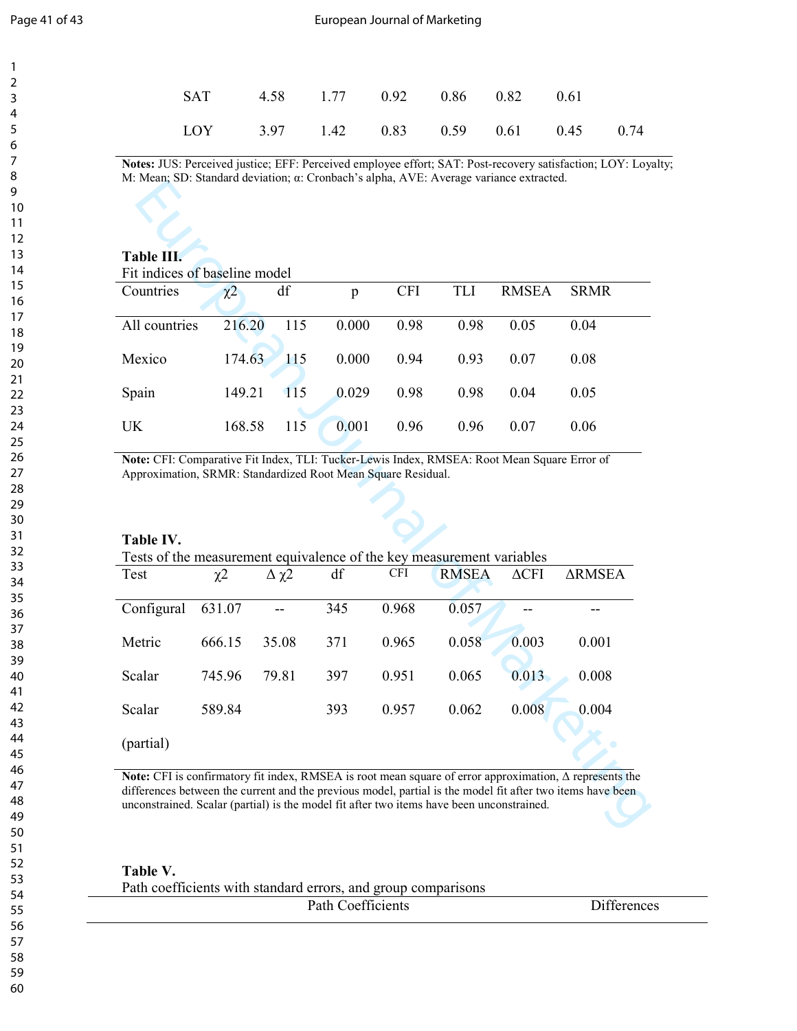| | | | | | | | |
|---|---|---|---|---|---|---|---|
| SAT | 4.58 | 1.77 | 0.92 | 0.86 | 0.82 | 0.61 | |
| LOY | 3.97 | 1.42 | 0.83 | 0.59 | 0.61 | 0.45 | 0.74 |

**Notes:** JUS: Perceived justice; EFF: Perceived employee effort; SAT: Post-recovery satisfaction; LOY: Loyalty; M: Mean; SD: Standard deviation; α: Cronbach's alpha, AVE: Average variance extracted.

**Table III.**
Fit indices of baseline model

| Countries | χ2 | df | p | CFI | TLI | RMSEA | SRMR |
|---|---|---|---|---|---|---|---|
| All countries | 216.20 | 115 | 0.000 | 0.98 | 0.98 | 0.05 | 0.04 |
| Mexico | 174.63 | 115 | 0.000 | 0.94 | 0.93 | 0.07 | 0.08 |
| Spain | 149.21 | 115 | 0.029 | 0.98 | 0.98 | 0.04 | 0.05 |
| UK | 168.58 | 115 | 0.001 | 0.96 | 0.96 | 0.07 | 0.06 |

**Note:** CFI: Comparative Fit Index, TLI: Tucker-Lewis Index, RMSEA: Root Mean Square Error of Approximation, SRMR: Standardized Root Mean Square Residual.

**Table IV.**
Tests of the measurement equivalence of the key measurement variables

| Test | χ2 | Δ χ2 | df | CFI | RMSEA | ΔCFI | ΔRMSEA |
|---|---|---|---|---|---|---|---|
| Configural | 631.07 | -- | 345 | 0.968 | 0.057 | -- | -- |
| Metric | 666.15 | 35.08 | 371 | 0.965 | 0.058 | 0.003 | 0.001 |
| Scalar | 745.96 | 79.81 | 397 | 0.951 | 0.065 | 0.013 | 0.008 |
| Scalar (partial) | 589.84 | | 393 | 0.957 | 0.062 | 0.008 | 0.004 |

**Note:** CFI is confirmatory fit index, RMSEA is root mean square of error approximation, Δ represents the differences between the current and the previous model, partial is the model fit after two items have been unconstrained. Scalar (partial) is the model fit after two items have been unconstrained.

**Table V.**
Path coefficients with standard errors, and group comparisons

| Path Coefficients | Differences |
|---|---|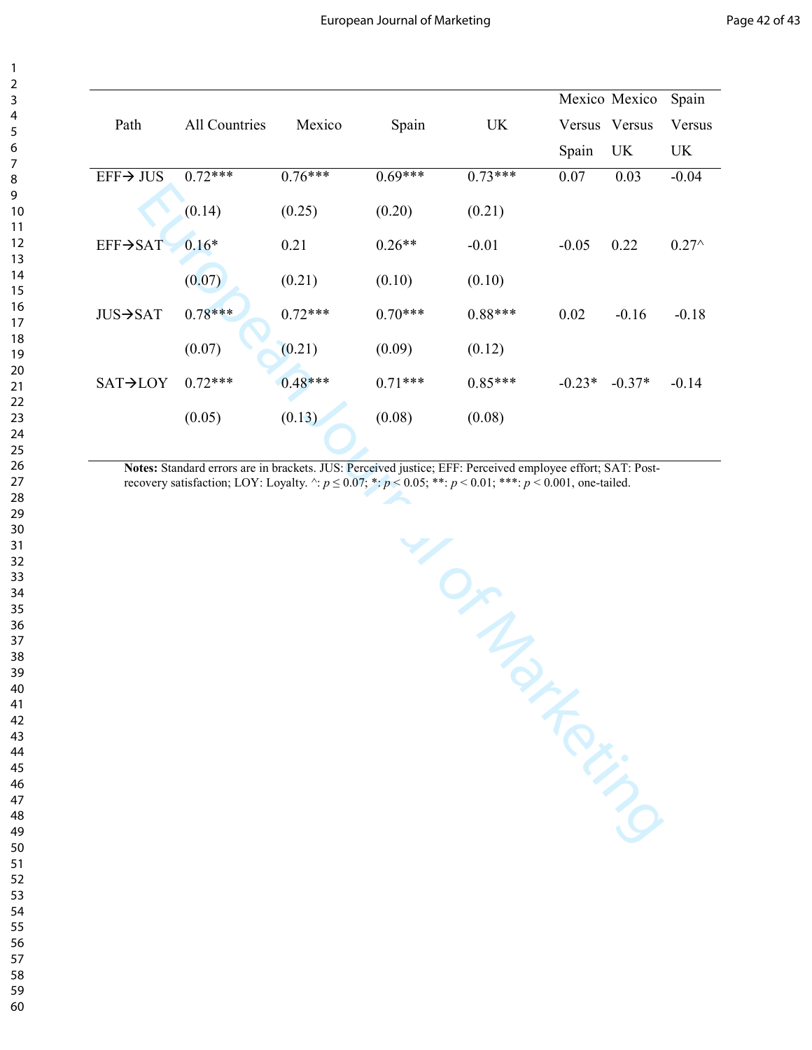| Path | All Countries | Mexico | Spain | UK | Mexico Versus Spain | Mexico Versus UK | Spain Versus UK |
|---|---|---|---|---|---|---|---|
| EFF→ JUS | 0.72*** | 0.76*** | 0.69*** | 0.73*** | 0.07 | 0.03 | -0.04 |
| | (0.14) | (0.25) | (0.20) | (0.21) | | | |
| EFF→SAT | 0.16* | 0.21 | 0.26** | -0.01 | -0.05 | 0.22 | 0.27^ |
| | (0.07) | (0.21) | (0.10) | (0.10) | | | |
| JUS→SAT | 0.78*** | 0.72*** | 0.70*** | 0.88*** | 0.02 | -0.16 | -0.18 |
| | (0.07) | (0.21) | (0.09) | (0.12) | | | |
| SAT→LOY | 0.72*** | 0.48*** | 0.71*** | 0.85*** | -0.23* | -0.37* | -0.14 |
| | (0.05) | (0.13) | (0.08) | (0.08) | | | |

**Notes:** Standard errors are in brackets. JUS: Perceived justice; EFF: Perceived employee effort; SAT: Post-recovery satisfaction; LOY: Loyalty. ^: $p \leq 0.07$; *: $p < 0.05$; **: $p < 0.01$; ***: $p < 0.001$, one-tailed.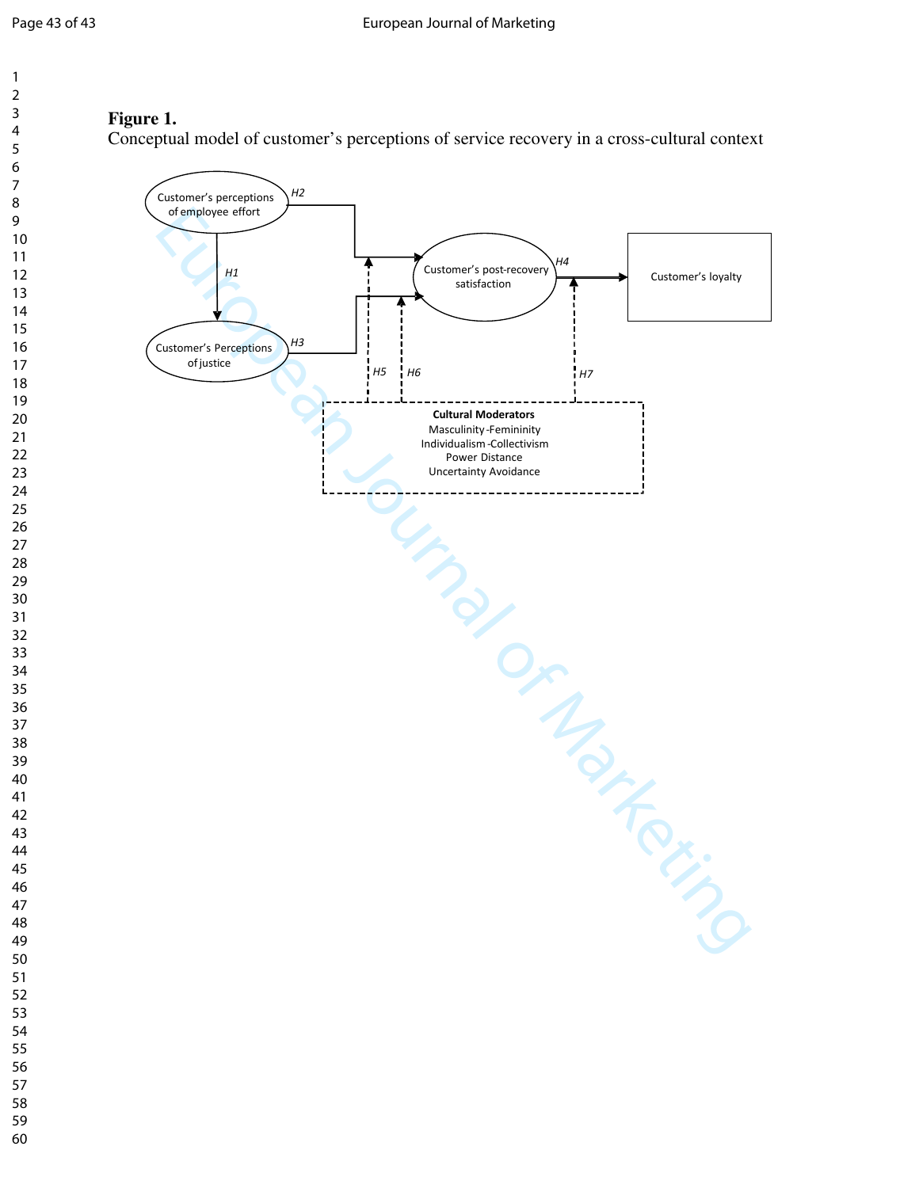**Figure 1.**
Conceptual model of customer's perceptions of service recovery in a cross-cultural context

Customer's perceptions of employee effort

H2

H1

Customer's post-recovery satisfaction

H4

Customer's loyalty

Customer's Perceptions of justice

H3

H5

H6

H7

**Cultural Moderators**
Masculinity-Femininity
Individualism-Collectivism
Power Distance
Uncertainty Avoidance